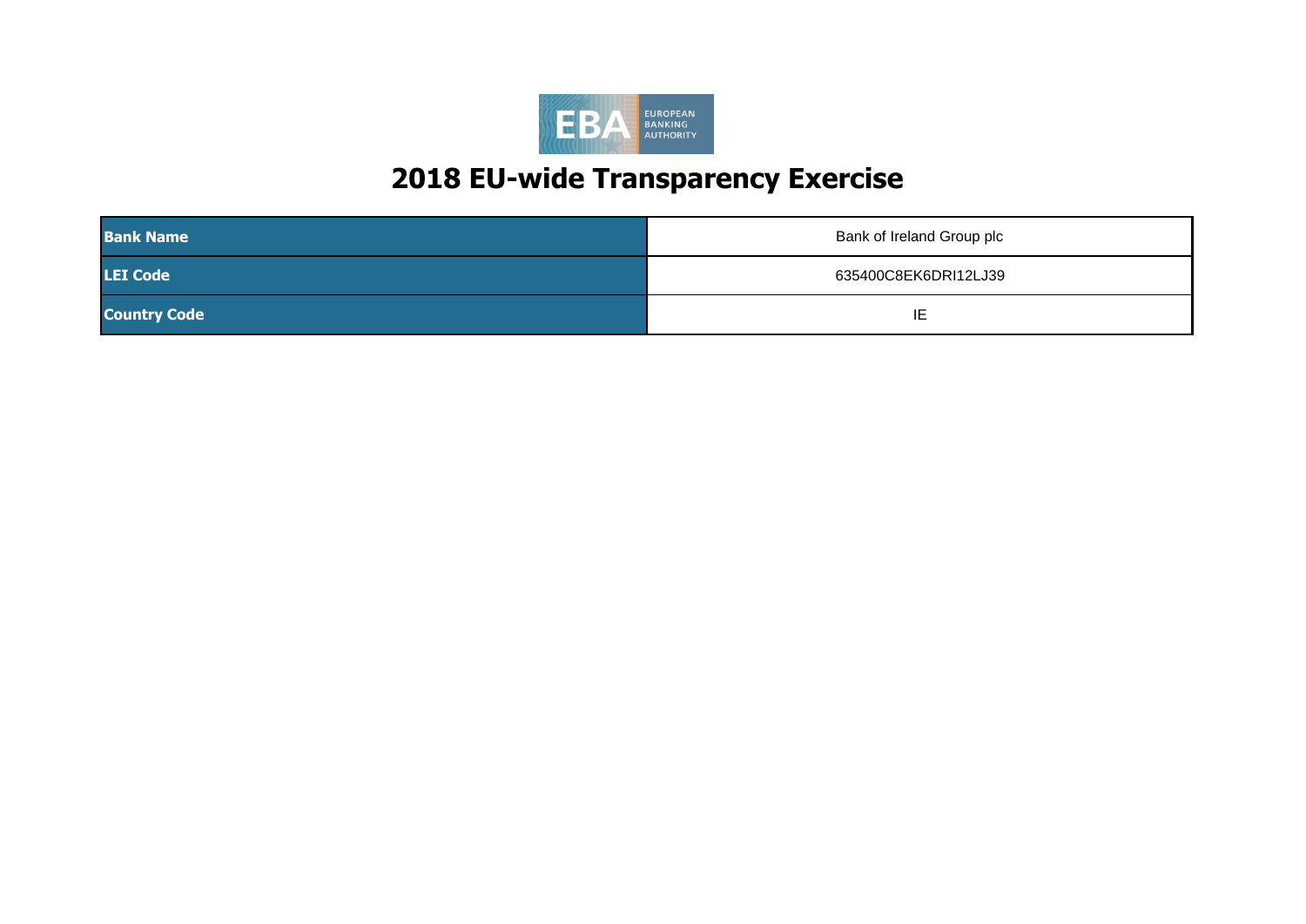# 2018 EU-wide Transparency Exercise

| Bank Name | Bank of Ireland Group plc |
|---|---|
| LEI Code | 635400C8EK6DRI12LJ39 |
| Country Code | IE |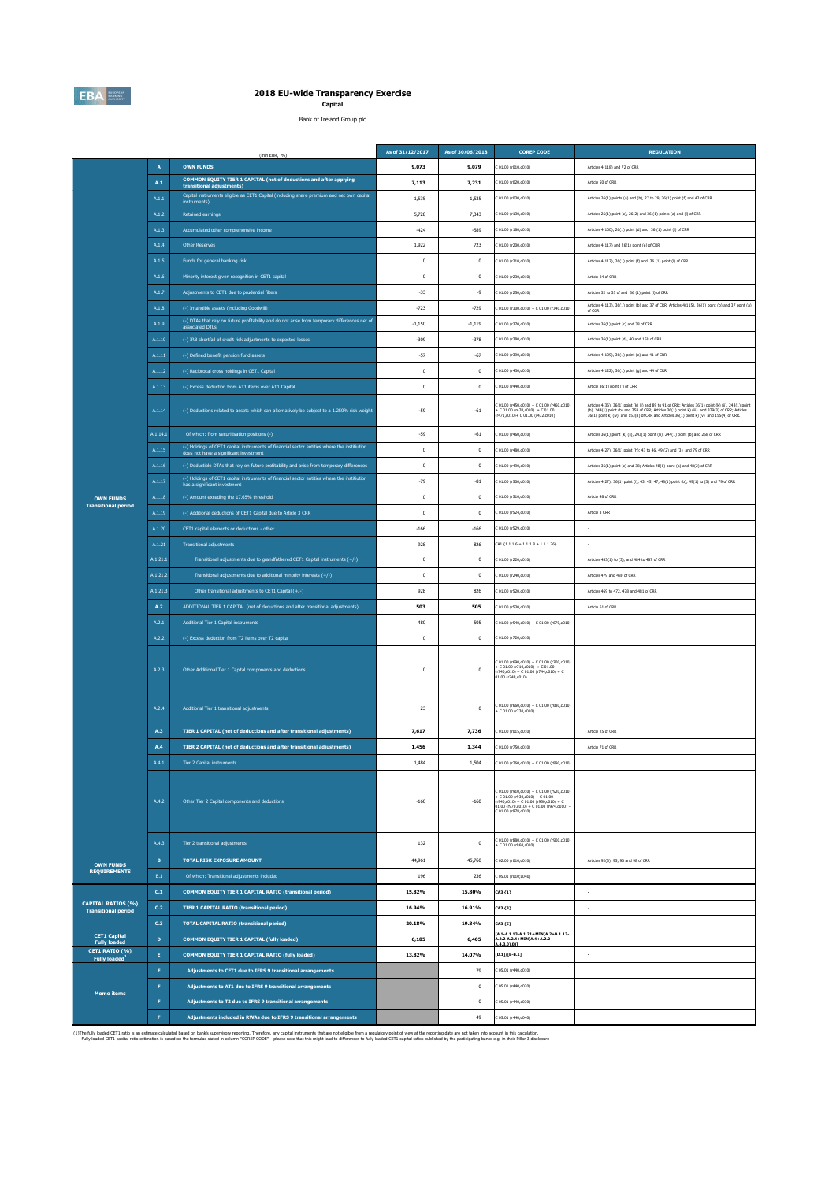# 2018 EU-wide Transparency Exercise

**Capital**

Bank of Ireland Group plc

| | | (mln EUR, %) | As of 31/12/2017 | As of 30/06/2018 | COREP CODE | REGULATION |
|---|---|---|---|---|---|---|
| OWN FUNDS Transitional period | A | **OWN FUNDS** | **9,073** | **9,079** | C 01.00 (r010,c010) | Articles 4(118) and 72 of CRR |
| | A.1 | **COMMON EQUITY TIER 1 CAPITAL (net of deductions and after applying transitional adjustments)** | **7,113** | **7,231** | C 01.00 (r020,c010) | Article 50 of CRR |
| | A.1.1 | Capital instruments eligible as CET1 Capital (including share premium and net own capital instruments) | 1,535 | 1,535 | C 01.00 (r030,c010) | Articles 26(1) points (a) and (b), 27 to 29, 36(1) point (f) and 42 of CRR |
| | A.1.2 | Retained earnings | 5,728 | 7,343 | C 01.00 (r130,c010) | Articles 26(1) point (c), 26(2) and 36 (1) points (a) and (l) of CRR |
| | A.1.3 | Accumulated other comprehensive income | -424 | -589 | C 01.00 (r180,c010) | Articles 4(100), 26(1) point (d) and 36 (1) point (l) of CRR |
| | A.1.4 | Other Reserves | 1,922 | 723 | C 01.00 (r200,c010) | Articles 4(117) and 26(1) point (e) of CRR |
| | A.1.5 | Funds for general banking risk | 0 | 0 | C 01.00 (r210,c010) | Articles 4(112), 26(1) point (f) and 36 (1) point (l) of CRR |
| | A.1.6 | Minority interest given recognition in CET1 capital | 0 | 0 | C 01.00 (r230,c010) | Article 84 of CRR |
| | A.1.7 | Adjustments to CET1 due to prudential filters | -33 | -9 | C 01.00 (r250,c010) | Articles 32 to 35 of and 36 (1) point (l) of CRR |
| | A.1.8 | (-) Intangible assets (including Goodwill) | -723 | -729 | C 01.00 (r300,c010) + C 01.00 (r340,c010) | Articles 4(113), 36(1) point (b) and 37 of CRR. Articles 4(115), 36(1) point (b) and 37 point (a) of CCR |
| | A.1.9 | (-) DTAs that rely on future profitability and do not arise from temporary differences net of associated DTLs | -1,150 | -1,119 | C 01.00 (r370,c010) | Articles 36(1) point (c) and 38 of CRR |
| | A.1.10 | (-) IRB shortfall of credit risk adjustments to expected losses | -309 | -378 | C 01.00 (r380,c010) | Articles 36(1) point (d), 40 and 159 of CRR |
| | A.1.11 | (-) Defined benefit pension fund assets | -57 | -67 | C 01.00 (r390,c010) | Articles 4(109), 36(1) point (e) and 41 of CRR |
| | A.1.12 | (-) Reciprocal cross holdings in CET1 Capital | 0 | 0 | C 01.00 (r430,c010) | Articles 4(122), 36(1) point (g) and 44 of CRR |
| | A.1.13 | (-) Excess deduction from AT1 items over AT1 Capital | 0 | 0 | C 01.00 (r440,c010) | Article 36(1) point (j) of CRR |
| | A.1.14 | (-) Deductions related to assets which can alternatively be subject to a 1.250% risk weight | -59 | -61 | C 01.00 (r450,c010) + C 01.00 (r460,c010) + C 01.00 (r470,c010) + C 01.00 (r471,c010)+ C 01.00 (r472,c010) | Articles 4(36), 36(1) point (k) (i) and 89 to 91 of CRR; Articles 36(1) point (k) (ii), 243(1) point (b), 244(1) point (b) and 258 of CRR; Articles 36(1) point k) (iii) and 379(3) of CRR; Articles 36(1) point k) (iv) and 153(8) of CRR and Articles 36(1) point k) (v) and 155(4) of CRR. |
| | A.1.14.1 | Of which: from securitisation positions (-) | -59 | -61 | C 01.00 (r460,c010) | Articles 36(1) point (k) (ii), 243(1) point (b), 244(1) point (b) and 258 of CRR |
| | A.1.15 | (-) Holdings of CET1 capital instruments of financial sector entities where the institution does not have a significant investment | 0 | 0 | C 01.00 (r480,c010) | Articles 4(27), 36(1) point (h); 43 to 46, 49 (2) and (3) and 79 of CRR |
| | A.1.16 | (-) Deductible DTAs that rely on future profitability and arise from temporary differences | 0 | 0 | C 01.00 (r490,c010) | Articles 36(1) point (c) and 38; Articles 48(1) point (a) and 48(2) of CRR |
| | A.1.17 | (-) Holdings of CET1 capital instruments of financial sector entities where the institution has a significant investment | -79 | -81 | C 01.00 (r500,c010) | Articles 4(27); 36(1) point (i); 43, 45; 47; 48(1) point (b); 49(1) to (3) and 79 of CRR |
| | A.1.18 | (-) Amount exceding the 17.65% threshold | 0 | 0 | C 01.00 (r510,c010) | Article 48 of CRR |
| | A.1.19 | (-) Additional deductions of CET1 Capital due to Article 3 CRR | 0 | 0 | C 01.00 (r524,c010) | Article 3 CRR |
| | A.1.20 | CET1 capital elements or deductions - other | -166 | -166 | C 01.00 (r529,c010) | - |
| | A.1.21 | Transitional adjustments | 928 | 826 | CA1 {1.1.1.6 + 1.1.1.8 + 1.1.1.26} | - |
| | A.1.21.1 | Transitional adjustments due to grandfathered CET1 Capital instruments (+/-) | 0 | 0 | C 01.00 (r220,c010) | Articles 483(1) to (3), and 484 to 487 of CRR |
| | A.1.21.2 | Transitional adjustments due to additional minority interests (+/-) | 0 | 0 | C 01.00 (r240,c010) | Articles 479 and 480 of CRR |
| | A.1.21.3 | Other transitional adjustments to CET1 Capital (+/-) | 928 | 826 | C 01.00 (r520,c010) | Articles 469 to 472, 478 and 481 of CRR |
| | A.2 | ADDITIONAL TIER 1 CAPITAL (net of deductions and after transitional adjustments) | **503** | **505** | C 01.00 (r530,c010) | Article 61 of CRR |
| | A.2.1 | Additional Tier 1 Capital instruments | 480 | 505 | C 01.00 (r540,c010) + C 01.00 (r670,c010) | |
| | A.2.2 | (-) Excess deduction from T2 items over T2 capital | 0 | 0 | C 01.00 (r720,c010) | |
| | A.2.3 | Other Additional Tier 1 Capital components and deductions | 0 | 0 | C 01.00 (r690,c010) + C 01.00 (r700,c010) + C 01.00 (r710,c010) + C 01.00 (r740,c010) + C 01.00 (r744,c010) + C 01.00 (r748,c010) | |
| | A.2.4 | Additional Tier 1 transitional adjustments | 23 | 0 | C 01.00 (r660,c010) + C 01.00 (r680,c010) + C 01.00 (r730,c010) | |
| | A.3 | **TIER 1 CAPITAL (net of deductions and after transitional adjustments)** | **7,617** | **7,736** | C 01.00 (r015,c010) | Article 25 of CRR |
| | A.4 | **TIER 2 CAPITAL (net of deductions and after transitional adjustments)** | **1,456** | **1,344** | C 01.00 (r750,c010) | Article 71 of CRR |
| | A.4.1 | Tier 2 Capital instruments | 1,484 | 1,504 | C 01.00 (r760,c010) + C 01.00 (r890,c010) | |
| | A.4.2 | Other Tier 2 Capital components and deductions | -160 | -160 | C 01.00 (r910,c010) + C 01.00 (r920,c010) + C 01.00 (r930,c010) + C 01.00 (r940,c010) + C 01.00 (r950,c010) + C 01.00 (r970,c010) + C 01.00 (r974,c010) + C 01.00 (r978,c010) | |
| | A.4.3 | Tier 2 transitional adjustments | 132 | 0 | C 01.00 (r880,c010) + C 01.00 (r900,c010) + C 01.00 (r960,c010) | |
| OWN FUNDS REQUIREMENTS | B | **TOTAL RISK EXPOSURE AMOUNT** | **44,961** | **45,760** | C 02.00 (r010,c010) | Articles 92(3), 95, 96 and 98 of CRR |
| | B.1 | Of which: Transitional adjustments included | 196 | 236 | C 05.01 (r010;c040) | |
| CAPITAL RATIOS (%) Transitional period | C.1 | **COMMON EQUITY TIER 1 CAPITAL RATIO (transitional period)** | **15.82%** | **15.80%** | CA3 {1} | - |
| | C.2 | **TIER 1 CAPITAL RATIO (transitional period)** | **16.94%** | **16.91%** | CA3 {3} | - |
| | C.3 | **TOTAL CAPITAL RATIO (transitional period)** | **20.18%** | **19.84%** | CA3 {5} | - |
| CET1 Capital Fully loaded | D | **COMMON EQUITY TIER 1 CAPITAL (fully loaded)** | **6,185** | **6,405** | [A.1-A.1.13-A.1.21+MIN(A.2+A.1.13-A.2.2-A.2.4+MIN(A.4+A.2.2-A.4.3,0),0)] | - |
| CET1 RATIO (%) Fully loaded[1] | E | **COMMON EQUITY TIER 1 CAPITAL RATIO (fully loaded)** | **13.82%** | **14.07%** | [D.1]/[B-B.1] | - |
| Memo items | F | **Adjustments to CET1 due to IFRS 9 transitional arrangements** | | 79 | C 05.01 (r440,c010) | |
| | F | **Adjustments to AT1 due to IFRS 9 transitional arrangements** | | 0 | C 05.01 (r440,c020) | |
| | F | **Adjustments to T2 due to IFRS 9 transitional arrangements** | | 0 | C 05.01 (r440,c030) | |
| | F | **Adjustments included in RWAs due to IFRS 9 transitional arrangements** | | 49 | C 05.01 (r440,c040) | |

(1)The fully loaded CET1 ratio is an estimate calculated based on bank's supervisory reporting. Therefore, any capital instruments that are not eligible from a regulatory point of view at the reporting date are not taken into account in this calculation.
Fully loaded CET1 capital ratio estimation is based on the formulae stated in column "COREP CODE" – please note that this might lead to differences to fully loaded CET1 capital ratios published by the participating banks e.g. in their Pillar 3 disclosure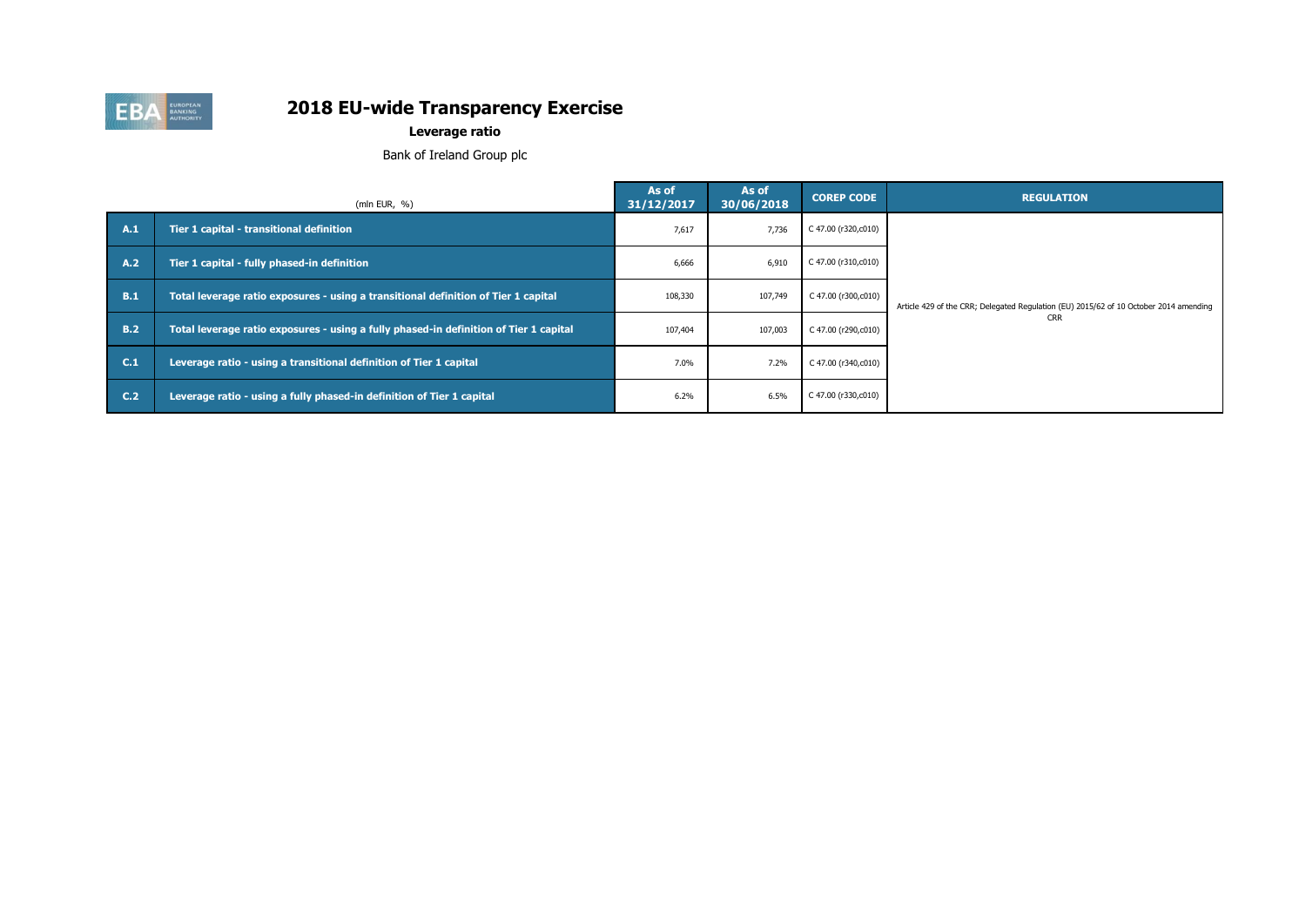# 2018 EU-wide Transparency Exercise

**Leverage ratio**

Bank of Ireland Group plc

| | (mln EUR, %) | As of 31/12/2017 | As of 30/06/2018 | COREP CODE | REGULATION |
|---|---|---|---|---|---|
| A.1 | Tier 1 capital - transitional definition | 7,617 | 7,736 | C 47.00 (r320,c010) | Article 429 of the CRR; Delegated Regulation (EU) 2015/62 of 10 October 2014 amending CRR |
| A.2 | Tier 1 capital - fully phased-in definition | 6,666 | 6,910 | C 47.00 (r310,c010) | |
| B.1 | Total leverage ratio exposures - using a transitional definition of Tier 1 capital | 108,330 | 107,749 | C 47.00 (r300,c010) | |
| B.2 | Total leverage ratio exposures - using a fully phased-in definition of Tier 1 capital | 107,404 | 107,003 | C 47.00 (r290,c010) | |
| C.1 | Leverage ratio - using a transitional definition of Tier 1 capital | 7.0% | 7.2% | C 47.00 (r340,c010) | |
| C.2 | Leverage ratio - using a fully phased-in definition of Tier 1 capital | 6.2% | 6.5% | C 47.00 (r330,c010) | |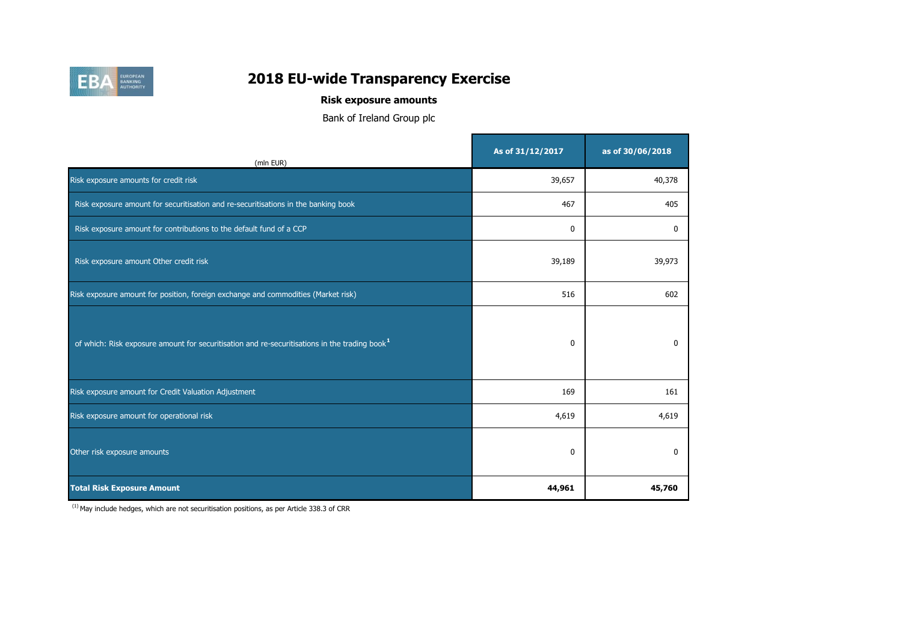# 2018 EU-wide Transparency Exercise

## Risk exposure amounts

Bank of Ireland Group plc

| (mln EUR) | As of 31/12/2017 | as of 30/06/2018 |
|---|---|---|
| Risk exposure amounts for credit risk | 39,657 | 40,378 |
| Risk exposure amount for securitisation and re-securitisations in the banking book | 467 | 405 |
| Risk exposure amount for contributions to the default fund of a CCP | 0 | 0 |
| Risk exposure amount Other credit risk | 39,189 | 39,973 |
| Risk exposure amount for position, foreign exchange and commodities (Market risk) | 516 | 602 |
| of which: Risk exposure amount for securitisation and re-securitisations in the trading book[1] | 0 | 0 |
| Risk exposure amount for Credit Valuation Adjustment | 169 | 161 |
| Risk exposure amount for operational risk | 4,619 | 4,619 |
| Other risk exposure amounts | 0 | 0 |
| **Total Risk Exposure Amount** | **44,961** | **45,760** |

(1) May include hedges, which are not securitisation positions, as per Article 338.3 of CRR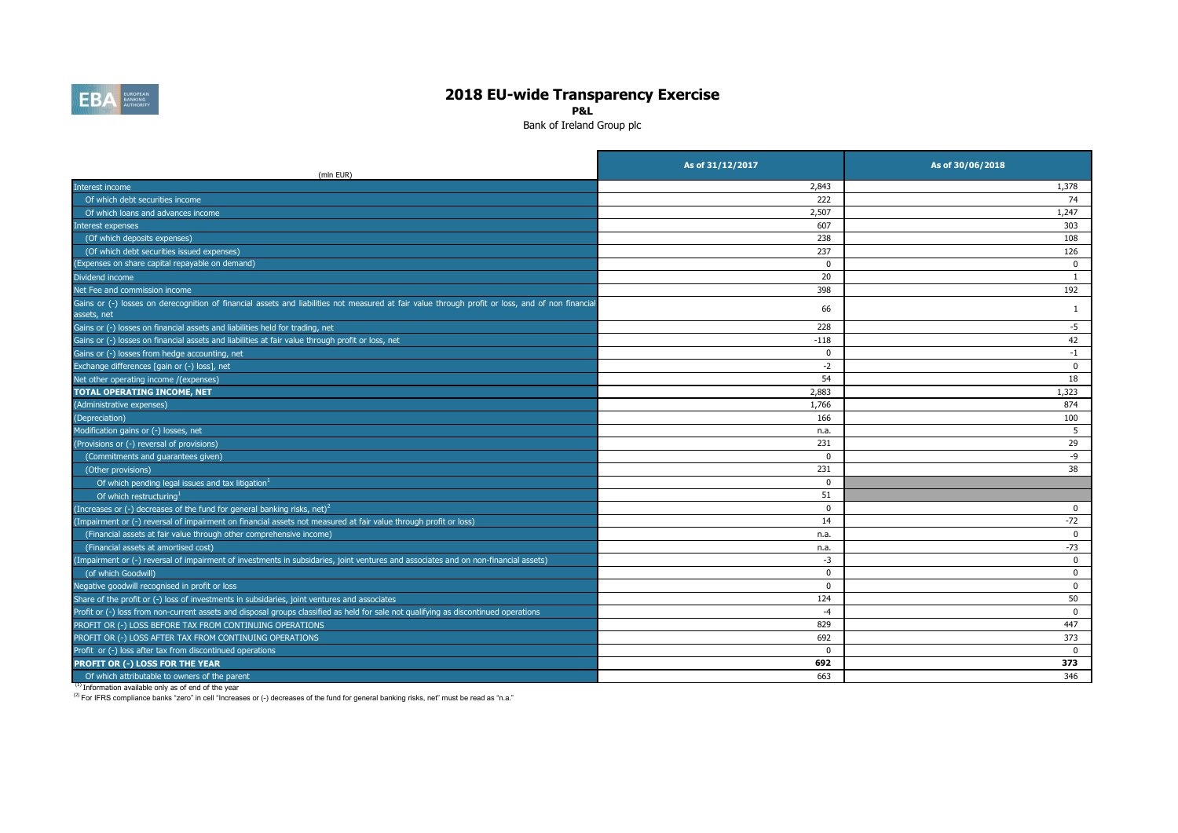# 2018 EU-wide Transparency Exercise

**P&L**

Bank of Ireland Group plc

| (mln EUR) | As of 31/12/2017 | As of 30/06/2018 |
|---|---|---|
| Interest income | 2,843 | 1,378 |
| Of which debt securities income | 222 | 74 |
| Of which loans and advances income | 2,507 | 1,247 |
| Interest expenses | 607 | 303 |
| (Of which deposits expenses) | 238 | 108 |
| (Of which debt securities issued expenses) | 237 | 126 |
| (Expenses on share capital repayable on demand) | 0 | 0 |
| Dividend income | 20 | 1 |
| Net Fee and commission income | 398 | 192 |
| Gains or (-) losses on derecognition of financial assets and liabilities not measured at fair value through profit or loss, and of non financial assets, net | 66 | 1 |
| Gains or (-) losses on financial assets and liabilities held for trading, net | 228 | -5 |
| Gains or (-) losses on financial assets and liabilities at fair value through profit or loss, net | -118 | 42 |
| Gains or (-) losses from hedge accounting, net | 0 | -1 |
| Exchange differences [gain or (-) loss], net | -2 | 0 |
| Net other operating income /(expenses) | 54 | 18 |
| **TOTAL OPERATING INCOME, NET** | 2,883 | 1,323 |
| (Administrative expenses) | 1,766 | 874 |
| (Depreciation) | 166 | 100 |
| Modification gains or (-) losses, net | n.a. | 5 |
| (Provisions or (-) reversal of provisions) | 231 | 29 |
| (Commitments and guarantees given) | 0 | -9 |
| (Other provisions) | 231 | 38 |
| Of which pending legal issues and tax litigation[1] | 0 | |
| Of which restructuring[1] | 51 | |
| (Increases or (-) decreases of the fund for general banking risks, net)[2] | 0 | 0 |
| (Impairment or (-) reversal of impairment on financial assets not measured at fair value through profit or loss) | 14 | -72 |
| (Financial assets at fair value through other comprehensive income) | n.a. | 0 |
| (Financial assets at amortised cost) | n.a. | -73 |
| (Impairment or (-) reversal of impairment of investments in subsidaries, joint ventures and associates and on non-financial assets) | -3 | 0 |
| (of which Goodwill) | 0 | 0 |
| Negative goodwill recognised in profit or loss | 0 | 0 |
| Share of the profit or (-) loss of investments in subsidaries, joint ventures and associates | 124 | 50 |
| Profit or (-) loss from non-current assets and disposal groups classified as held for sale not qualifying as discontinued operations | -4 | 0 |
| PROFIT OR (-) LOSS BEFORE TAX FROM CONTINUING OPERATIONS | 829 | 447 |
| PROFIT OR (-) LOSS AFTER TAX FROM CONTINUING OPERATIONS | 692 | 373 |
| Profit or (-) loss after tax from discontinued operations | 0 | 0 |
| **PROFIT OR (-) LOSS FOR THE YEAR** | **692** | **373** |
| Of which attributable to owners of the parent | 663 | 346 |

[1] Information available only as of end of the year

[2] For IFRS compliance banks "zero" in cell "Increases or (-) decreases of the fund for general banking risks, net" must be read as "n.a."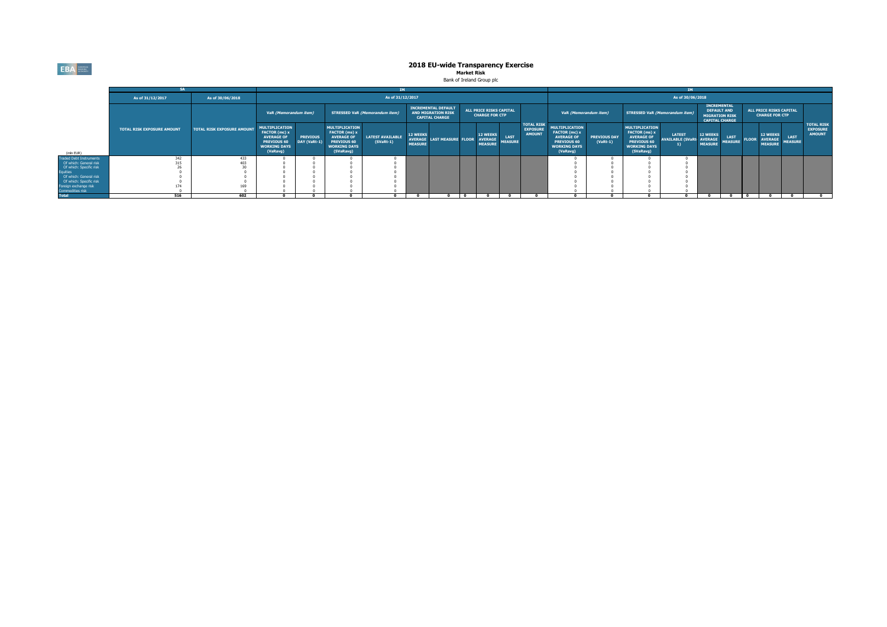# 2018 EU-wide Transparency Exercise

**Market Risk**

Bank of Ireland Group plc

| (mln EUR) | SA | | IM | | | | | | | | | | | IM | | | | | | | | | | |
|---|---|---|---|---|---|---|---|---|---|---|---|---|---|---|---|---|---|---|---|---|---|---|---|---|
| | As of 31/12/2017 | As of 30/06/2018 | As of 31/12/2017 | | | | | | | | | | | As of 30/06/2018 | | | | | | | | | | |
| | | | VaR (Memorandum item) | | STRESSED VaR (Memorandum item) | | INCREMENTAL DEFAULT AND MIGRATION RISK CAPITAL CHARGE | | ALL PRICE RISKS CAPITAL CHARGE FOR CTP | | | | | VaR (Memorandum item) | | STRESSED VaR (Memorandum item) | | INCREMENTAL DEFAULT AND MIGRATION RISK CAPITAL CHARGE | | ALL PRICE RISKS CAPITAL CHARGE FOR CTP | | | | |
| | TOTAL RISK EXPOSURE AMOUNT | TOTAL RISK EXPOSURE AMOUNT | MULTIPLICATION FACTOR (mc) x AVERAGE OF PREVIOUS 60 WORKING DAYS (VaRavg) | PREVIOUS DAY (VaRt-1) | MULTIPLICATION FACTOR (ms) x AVERAGE OF PREVIOUS 60 WORKING DAYS (SVaRavg) | LATEST AVAILABLE (SVaRt-1) | 12 WEEKS AVERAGE MEASURE | LAST MEASURE | FLOOR | 12 WEEKS AVERAGE MEASURE | LAST MEASURE | TOTAL RISK EXPOSURE AMOUNT | | MULTIPLICATION FACTOR (mc) x AVERAGE OF PREVIOUS 60 WORKING DAYS (VaRavg) | PREVIOUS DAY (VaRt-1) | MULTIPLICATION FACTOR (ms) x AVERAGE OF PREVIOUS 60 WORKING DAYS (SVaRavg) | LATEST AVAILABLE (SVaRt-1) | 12 WEEKS AVERAGE MEASURE | LAST MEASURE | FLOOR | 12 WEEKS AVERAGE MEASURE | LAST MEASURE | TOTAL RISK EXPOSURE AMOUNT |
| Traded Debt Instruments | 342 | 433 | 0 | 0 | 0 | 0 | | | | | | | | 0 | 0 | 0 | 0 | | | | | | |
| Of which: General risk | 315 | 403 | 0 | 0 | 0 | 0 | | | | | | | | 0 | 0 | 0 | 0 | | | | | | |
| Of which: Specific risk | 26 | 30 | 0 | 0 | 0 | 0 | | | | | | | | 0 | 0 | 0 | 0 | | | | | | |
| Equities | 0 | 0 | 0 | 0 | 0 | 0 | | | | | | | | 0 | 0 | 0 | 0 | | | | | | |
| Of which: General risk | 0 | 0 | 0 | 0 | 0 | 0 | | | | | | | | 0 | 0 | 0 | 0 | | | | | | |
| Of which: Specific risk | 0 | 0 | 0 | 0 | 0 | 0 | | | | | | | | 0 | 0 | 0 | 0 | | | | | | |
| Foreign exchange risk | 174 | 169 | 0 | 0 | 0 | 0 | | | | | | | | 0 | 0 | 0 | 0 | | | | | | |
| Commodities risk | 0 | 0 | 0 | 0 | 0 | 0 | | | | | | | | 0 | 0 | 0 | 0 | | | | | | |
| Total | 516 | 602 | 0 | 0 | 0 | 0 | 0 | 0 | 0 | 0 | 0 | 0 | | 0 | 0 | 0 | 0 | 0 | 0 | 0 | 0 | 0 | 0 |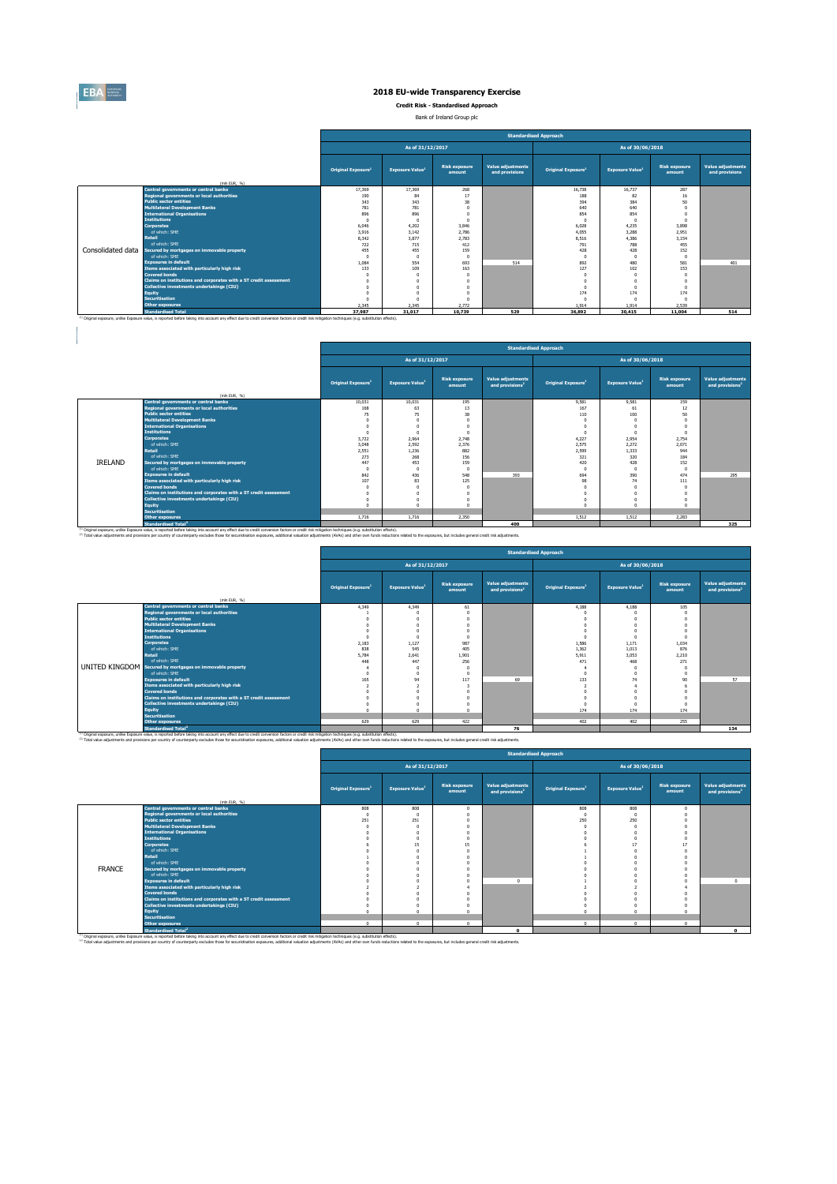# 2018 EU-wide Transparency Exercise

**Credit Risk - Standardised Approach**

Bank of Ireland Group plc

| | (mln EUR, %) | Standardised Approach | | | | | | | |
|---|---|---|---|---|---|---|---|---|---|
| | | As of 31/12/2017 | | | | As of 30/06/2018 | | | |
| | | Original Exposure[1] | Exposure Value[1] | Risk exposure amount | Value adjustments and provisions | Original Exposure[1] | Exposure Value[1] | Risk exposure amount | Value adjustments and provisions |
| Consolidated data | Central governments or central banks | 17,369 | 17,369 | 268 | | 16,738 | 16,737 | 287 | |
| | Regional governments or local authorities | 190 | 84 | 17 | | 188 | 82 | 16 | |
| | Public sector entities | 343 | 343 | 38 | | 394 | 384 | 50 | |
| | Multilateral Development Banks | 781 | 781 | 0 | | 640 | 640 | 0 | |
| | International Organisations | 896 | 896 | 0 | | 854 | 854 | 0 | |
| | Institutions | 0 | 0 | 0 | | 0 | 0 | 0 | |
| | Corporates | 6,046 | 4,202 | 3,846 | | 6,028 | 4,235 | 3,898 | |
| | of which: SME | 3,916 | 3,142 | 2,786 | | 4,055 | 3,288 | 2,951 | |
| | Retail | 8,342 | 3,877 | 2,783 | | 8,516 | 4,386 | 3,154 | |
| | of which: SME | 722 | 715 | 412 | | 791 | 788 | 455 | |
| | Secured by mortgages on immovable property | 455 | 455 | 159 | | 428 | 428 | 152 | |
| | of which: SME | 0 | 0 | 0 | | 0 | 0 | 0 | |
| | Exposures in default | 1,084 | 554 | 693 | 514 | 892 | 480 | 581 | 401 |
| | Items associated with particularly high risk | 133 | 109 | 163 | | 127 | 102 | 153 | |
| | Covered bonds | 0 | 0 | 0 | | 0 | 0 | 0 | |
| | Claims on institutions and corporates with a ST credit assessment | 0 | 0 | 0 | | 0 | 0 | 0 | |
| | Collective investments undertakings (CIU) | 0 | 0 | 0 | | 0 | 0 | 0 | |
| | Equity | 0 | 0 | 0 | | 174 | 174 | 174 | |
| | Securitisation | 0 | 0 | 0 | | 0 | 0 | 0 | |
| | Other exposures | 2,345 | 2,345 | 2,772 | | 1,914 | 1,914 | 2,539 | |
| | Standardised Total | 37,987 | 31,017 | 10,739 | 529 | 36,892 | 30,415 | 11,004 | 514 |

[1] Original exposure, unlike Exposure value, is reported before taking into account any effect due to credit conversion factors or credit risk mitigation techniques (e.g. substitution effects).

| | (mln EUR, %) | Standardised Approach | | | | | | | |
|---|---|---|---|---|---|---|---|---|---|
| | | As of 31/12/2017 | | | | As of 30/06/2018 | | | |
| | | Original Exposure[1] | Exposure Value[1] | Risk exposure amount | Value adjustments and provisions[2] | Original Exposure[1] | Exposure Value[1] | Risk exposure amount | Value adjustments and provisions[2] |
| IRELAND | Central governments or central banks | 10,031 | 10,031 | 195 | | 9,581 | 9,581 | 159 | |
| | Regional governments or local authorities | 168 | 63 | 13 | | 167 | 61 | 12 | |
| | Public sector entities | 75 | 75 | 38 | | 110 | 100 | 50 | |
| | Multilateral Development Banks | 0 | 0 | 0 | | 0 | 0 | 0 | |
| | International Organisations | 0 | 0 | 0 | | 0 | 0 | 0 | |
| | Institutions | 0 | 0 | 0 | | 0 | 0 | 0 | |
| | Corporates | 3,722 | 2,964 | 2,748 | | 4,227 | 2,954 | 2,754 | |
| | of which: SME | 3,048 | 2,592 | 2,376 | | 2,575 | 2,272 | 2,071 | |
| | Retail | 2,551 | 1,236 | 882 | | 2,599 | 1,333 | 944 | |
| | of which: SME | 273 | 268 | 156 | | 321 | 320 | 184 | |
| | Secured by mortgages on immovable property | 447 | 453 | 159 | | 420 | 428 | 152 | |
| | of which: SME | 0 | 0 | 0 | | 0 | 0 | 0 | |
| | Exposures in default | 842 | 436 | 548 | 393 | 694 | 390 | 474 | 295 |
| | Items associated with particularly high risk | 107 | 83 | 125 | | 98 | 74 | 111 | |
| | Covered bonds | 0 | 0 | 0 | | 0 | 0 | 0 | |
| | Claims on institutions and corporates with a ST credit assessment | 0 | 0 | 0 | | 0 | 0 | 0 | |
| | Collective investments undertakings (CIU) | 0 | 0 | 0 | | 0 | 0 | 0 | |
| | Equity | 0 | 0 | 0 | | 0 | 0 | 0 | |
| | Securitisation | | | | | | | | |
| | Other exposures | 1,716 | 1,716 | 2,350 | | 1,512 | 1,512 | 2,283 | |
| | Standardised Total[2] | | | | 400 | | | | 325 |

[1] Original exposure, unlike Exposure value, is reported before taking into account any effect due to credit conversion factors or credit risk mitigation techniques (e.g. substitution effects).
[2] Total value adjustments and provisions per country of counterparty excludes those for securitisation exposures, additional valuation adjustments (AVAs) and other own funds reductions related to the exposures, but includes general credit risk adjustments.

| | (mln EUR, %) | Standardised Approach | | | | | | | |
|---|---|---|---|---|---|---|---|---|---|
| | | As of 31/12/2017 | | | | As of 30/06/2018 | | | |
| | | Original Exposure[1] | Exposure Value[1] | Risk exposure amount | Value adjustments and provisions[2] | Original Exposure[1] | Exposure Value[1] | Risk exposure amount | Value adjustments and provisions[2] |
| UNITED KINGDOM | Central governments or central banks | 4,349 | 4,349 | 61 | | 4,188 | 4,188 | 105 | |
| | Regional governments or local authorities | 1 | 0 | 0 | | 0 | 0 | 0 | |
| | Public sector entities | 0 | 0 | 0 | | 0 | 0 | 0 | |
| | Multilateral Development Banks | 0 | 0 | 0 | | 0 | 0 | 0 | |
| | International Organisations | 0 | 0 | 0 | | 0 | 0 | 0 | |
| | Institutions | 0 | 0 | 0 | | 0 | 0 | 0 | |
| | Corporates | 2,183 | 1,127 | 987 | | 1,586 | 1,171 | 1,034 | |
| | of which: SME | 838 | 545 | 405 | | 1,362 | 1,013 | 876 | |
| | Retail | 5,784 | 2,641 | 1,901 | | 5,911 | 3,053 | 2,210 | |
| | of which: SME | 448 | 447 | 256 | | 471 | 468 | 271 | |
| | Secured by mortgages on immovable property | 4 | 0 | 0 | | 4 | 0 | 0 | |
| | of which: SME | 0 | 0 | 0 | | 0 | 0 | 0 | |
| | Exposures in default | 165 | 94 | 117 | 69 | 133 | 74 | 90 | 57 |
| | Items associated with particularly high risk | 2 | 2 | 3 | | 2 | 4 | 6 | |
| | Covered bonds | 0 | 0 | 0 | | 0 | 0 | 0 | |
| | Claims on institutions and corporates with a ST credit assessment | 0 | 0 | 0 | | 0 | 0 | 0 | |
| | Collective investments undertakings (CIU) | 0 | 0 | 0 | | 0 | 0 | 0 | |
| | Equity | 0 | 0 | 0 | | 174 | 174 | 174 | |
| | Securitisation | | | | | | | | |
| | Other exposures | 629 | 629 | 422 | | 402 | 402 | 255 | |
| | Standardised Total[2] | | | | 76 | | | | 134 |

[1] Original exposure, unlike Exposure value, is reported before taking into account any effect due to credit conversion factors or credit risk mitigation techniques (e.g. substitution effects).
[2] Total value adjustments and provisions per country of counterparty excludes those for securitisation exposures, additional valuation adjustments (AVAs) and other own funds reductions related to the exposures, but includes general credit risk adjustments.

| | (mln EUR, %) | Standardised Approach | | | | | | | |
|---|---|---|---|---|---|---|---|---|---|
| | | As of 31/12/2017 | | | | As of 30/06/2018 | | | |
| | | Original Exposure[1] | Exposure Value[1] | Risk exposure amount | Value adjustments and provisions[2] | Original Exposure[1] | Exposure Value[1] | Risk exposure amount | Value adjustments and provisions[2] |
| FRANCE | Central governments or central banks | 808 | 808 | 0 | | 808 | 808 | 0 | |
| | Regional governments or local authorities | 0 | 0 | 0 | | 0 | 0 | 0 | |
| | Public sector entities | 251 | 251 | 0 | | 250 | 250 | 0 | |
| | Multilateral Development Banks | 0 | 0 | 0 | | 0 | 0 | 0 | |
| | International Organisations | 0 | 0 | 0 | | 0 | 0 | 0 | |
| | Institutions | 0 | 0 | 0 | | 0 | 0 | 0 | |
| | Corporates | 6 | 15 | 15 | | 6 | 17 | 17 | |
| | of which: SME | 0 | 0 | 0 | | 1 | 0 | 0 | |
| | Retail | 1 | 0 | 0 | | 1 | 0 | 0 | |
| | of which: SME | 0 | 0 | 0 | | 0 | 0 | 0 | |
| | Secured by mortgages on immovable property | 0 | 0 | 0 | | 0 | 0 | 0 | |
| | of which: SME | 0 | 0 | 0 | | 0 | 0 | 0 | |
| | Exposures in default | 0 | 0 | 0 | 0 | 1 | 0 | 0 | 0 |
| | Items associated with particularly high risk | 2 | 2 | 4 | | 2 | 2 | 4 | |
| | Covered bonds | 0 | 0 | 0 | | 0 | 0 | 0 | |
| | Claims on institutions and corporates with a ST credit assessment | 0 | 0 | 0 | | 0 | 0 | 0 | |
| | Collective investments undertakings (CIU) | 0 | 0 | 0 | | 0 | 0 | 0 | |
| | Equity | 0 | 0 | 0 | | 0 | 0 | 0 | |
| | Securitisation | | | | | | | | |
| | Other exposures | 0 | 0 | 0 | | 0 | 0 | 0 | |
| | Standardised Total[2] | | | | 0 | | | | 0 |

[1] Original exposure, unlike Exposure value, is reported before taking into account any effect due to credit conversion factors or credit risk mitigation techniques (e.g. substitution effects).
[2] Total value adjustments and provisions per country of counterparty excludes those for securitisation exposures, additional valuation adjustments (AVAs) and other own funds reductions related to the exposures, but includes general credit risk adjustments.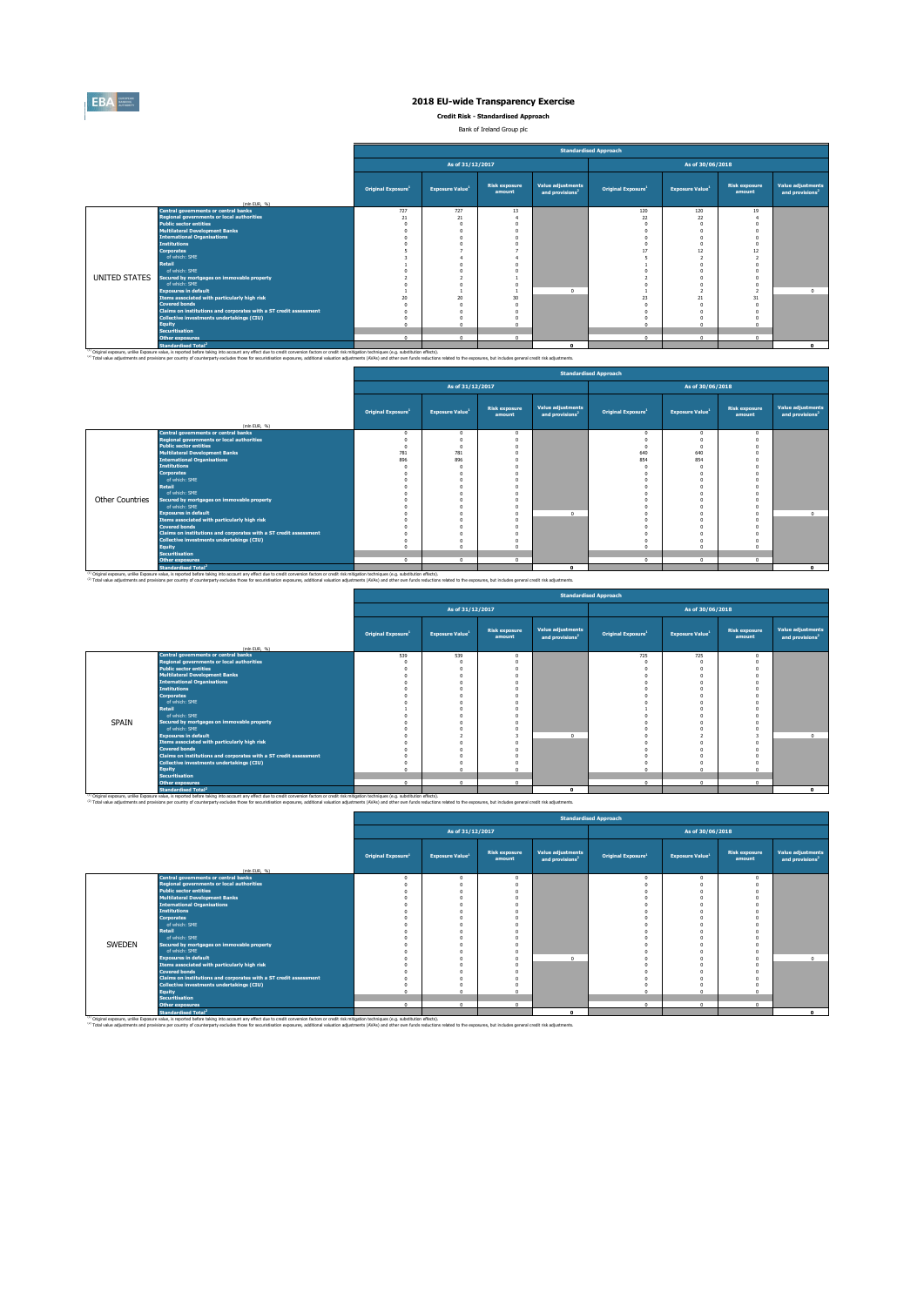# 2018 EU-wide Transparency Exercise

**Credit Risk - Standardised Approach**

Bank of Ireland Group plc

| | (mln EUR, %) | Standardised Approach | | | | | | | |
|---|---|---|---|---|---|---|---|---|---|
| | | As of 31/12/2017 | | | | As of 30/06/2018 | | | |
| | | Original Exposure[1] | Exposure Value[1] | Risk exposure amount | Value adjustments and provisions[2] | Original Exposure[1] | Exposure Value[1] | Risk exposure amount | Value adjustments and provisions[2] |
| UNITED STATES | Central governments or central banks | 727 | 727 | 13 | | 120 | 120 | 19 | |
| | Regional governments or local authorities | 21 | 21 | 4 | | 22 | 22 | 4 | |
| | Public sector entities | 0 | 0 | 0 | | 0 | 0 | 0 | |
| | Multilateral Development Banks | 0 | 0 | 0 | | 0 | 0 | 0 | |
| | International Organisations | 0 | 0 | 0 | | 0 | 0 | 0 | |
| | Institutions | 0 | 0 | 0 | | 0 | 0 | 0 | |
| | Corporates | 5 | 7 | 7 | | 17 | 12 | 12 | |
| | of which: SME | 3 | 4 | 4 | | 5 | 2 | 2 | |
| | Retail | 1 | 0 | 0 | | 1 | 0 | 0 | |
| | of which: SME | 0 | 0 | 0 | | 0 | 0 | 0 | |
| | Secured by mortgages on immovable property | 2 | 2 | 1 | | 2 | 0 | 0 | |
| | of which: SME | 0 | 0 | 0 | | 0 | 0 | 0 | |
| | Exposures in default | 1 | 1 | 1 | 0 | 1 | 2 | 2 | 0 |
| | Items associated with particularly high risk | 20 | 20 | 30 | | 23 | 21 | 31 | |
| | Covered bonds | 0 | 0 | 0 | | 0 | 0 | 0 | |
| | Claims on institutions and corporates with a ST credit assessment | 0 | 0 | 0 | | 0 | 0 | 0 | |
| | Collective investments undertakings (CIU) | 0 | 0 | 0 | | 0 | 0 | 0 | |
| | Equity | 0 | 0 | 0 | | 0 | 0 | 0 | |
| | Securitisation | | | | | | | | |
| | Other exposures | 0 | 0 | 0 | | 0 | 0 | 0 | |
| | Standardised Total[2] | | | | 0 | | | | 0 |

(1) Original exposure, unlike Exposure value, is reported before taking into account any effect due to credit conversion factors or credit risk mitigation techniques (e.g. substitution effects).
(2) Total value adjustments and provisions per country of counterparty excludes those for securitisation exposures, additional valuation adjustments (AVAs) and other own funds reductions related to the exposures, but includes general credit risk adjustments.

| | (mln EUR, %) | Standardised Approach | | | | | | | |
|---|---|---|---|---|---|---|---|---|---|
| | | As of 31/12/2017 | | | | As of 30/06/2018 | | | |
| | | Original Exposure[1] | Exposure Value[1] | Risk exposure amount | Value adjustments and provisions[2] | Original Exposure[1] | Exposure Value[1] | Risk exposure amount | Value adjustments and provisions[2] |
| Other Countries | Central governments or central banks | 0 | 0 | 0 | | 0 | 0 | 0 | |
| | Regional governments or local authorities | 0 | 0 | 0 | | 0 | 0 | 0 | |
| | Public sector entities | 0 | 0 | 0 | | 0 | 0 | 0 | |
| | Multilateral Development Banks | 781 | 781 | 0 | | 640 | 640 | 0 | |
| | International Organisations | 896 | 896 | 0 | | 854 | 854 | 0 | |
| | Institutions | 0 | 0 | 0 | | 0 | 0 | 0 | |
| | Corporates | 0 | 0 | 0 | | 0 | 0 | 0 | |
| | of which: SME | 0 | 0 | 0 | | 0 | 0 | 0 | |
| | Retail | 0 | 0 | 0 | | 0 | 0 | 0 | |
| | of which: SME | 0 | 0 | 0 | | 0 | 0 | 0 | |
| | Secured by mortgages on immovable property | 0 | 0 | 0 | | 0 | 0 | 0 | |
| | of which: SME | 0 | 0 | 0 | | 0 | 0 | 0 | |
| | Exposures in default | 0 | 0 | 0 | 0 | 0 | 0 | 0 | 0 |
| | Items associated with particularly high risk | 0 | 0 | 0 | | 0 | 0 | 0 | |
| | Covered bonds | 0 | 0 | 0 | | 0 | 0 | 0 | |
| | Claims on institutions and corporates with a ST credit assessment | 0 | 0 | 0 | | 0 | 0 | 0 | |
| | Collective investments undertakings (CIU) | 0 | 0 | 0 | | 0 | 0 | 0 | |
| | Equity | 0 | 0 | 0 | | 0 | 0 | 0 | |
| | Securitisation | | | | | | | | |
| | Other exposures | 0 | 0 | 0 | | 0 | 0 | 0 | |
| | Standardised Total[2] | | | | 0 | | | | 0 |

(1) Original exposure, unlike Exposure value, is reported before taking into account any effect due to credit conversion factors or credit risk mitigation techniques (e.g. substitution effects).
(2) Total value adjustments and provisions per country of counterparty excludes those for securitisation exposures, additional valuation adjustments (AVAs) and other own funds reductions related to the exposures, but includes general credit risk adjustments.

| | (mln EUR, %) | Standardised Approach | | | | | | | |
|---|---|---|---|---|---|---|---|---|---|
| | | As of 31/12/2017 | | | | As of 30/06/2018 | | | |
| | | Original Exposure[1] | Exposure Value[1] | Risk exposure amount | Value adjustments and provisions[2] | Original Exposure[1] | Exposure Value[1] | Risk exposure amount | Value adjustments and provisions[2] |
| SPAIN | Central governments or central banks | 539 | 539 | 0 | | 725 | 725 | 0 | |
| | Regional governments or local authorities | 0 | 0 | 0 | | 0 | 0 | 0 | |
| | Public sector entities | 0 | 0 | 0 | | 0 | 0 | 0 | |
| | Multilateral Development Banks | 0 | 0 | 0 | | 0 | 0 | 0 | |
| | International Organisations | 0 | 0 | 0 | | 0 | 0 | 0 | |
| | Institutions | 0 | 0 | 0 | | 0 | 0 | 0 | |
| | Corporates | 0 | 0 | 0 | | 0 | 0 | 0 | |
| | of which: SME | 0 | 0 | 0 | | 0 | 0 | 0 | |
| | Retail | 1 | 0 | 0 | | 1 | 0 | 0 | |
| | of which: SME | 0 | 0 | 0 | | 0 | 0 | 0 | |
| | Secured by mortgages on immovable property | 0 | 0 | 0 | | 0 | 0 | 0 | |
| | of which: SME | 0 | 0 | 0 | | 0 | 0 | 0 | |
| | Exposures in default | 0 | 2 | 3 | 0 | 0 | 2 | 3 | 0 |
| | Items associated with particularly high risk | 0 | 0 | 0 | | 0 | 0 | 0 | |
| | Covered bonds | 0 | 0 | 0 | | 0 | 0 | 0 | |
| | Claims on institutions and corporates with a ST credit assessment | 0 | 0 | 0 | | 0 | 0 | 0 | |
| | Collective investments undertakings (CIU) | 0 | 0 | 0 | | 0 | 0 | 0 | |
| | Equity | 0 | 0 | 0 | | 0 | 0 | 0 | |
| | Securitisation | | | | | | | | |
| | Other exposures | 0 | 0 | 0 | | 0 | 0 | 0 | |
| | Standardised Total[2] | | | | 0 | | | | 0 |

(1) Original exposure, unlike Exposure value, is reported before taking into account any effect due to credit conversion factors or credit risk mitigation techniques (e.g. substitution effects).
(2) Total value adjustments and provisions per country of counterparty excludes those for securitisation exposures, additional valuation adjustments (AVAs) and other own funds reductions related to the exposures, but includes general credit risk adjustments.

| | (mln EUR, %) | Standardised Approach | | | | | | | |
|---|---|---|---|---|---|---|---|---|---|
| | | As of 31/12/2017 | | | | As of 30/06/2018 | | | |
| | | Original Exposure[1] | Exposure Value[1] | Risk exposure amount | Value adjustments and provisions[2] | Original Exposure[1] | Exposure Value[1] | Risk exposure amount | Value adjustments and provisions[2] |
| SWEDEN | Central governments or central banks | 0 | 0 | 0 | | 0 | 0 | 0 | |
| | Regional governments or local authorities | 0 | 0 | 0 | | 0 | 0 | 0 | |
| | Public sector entities | 0 | 0 | 0 | | 0 | 0 | 0 | |
| | Multilateral Development Banks | 0 | 0 | 0 | | 0 | 0 | 0 | |
| | International Organisations | 0 | 0 | 0 | | 0 | 0 | 0 | |
| | Institutions | 0 | 0 | 0 | | 0 | 0 | 0 | |
| | Corporates | 0 | 0 | 0 | | 0 | 0 | 0 | |
| | of which: SME | 0 | 0 | 0 | | 0 | 0 | 0 | |
| | Retail | 0 | 0 | 0 | | 0 | 0 | 0 | |
| | of which: SME | 0 | 0 | 0 | | 0 | 0 | 0 | |
| | Secured by mortgages on immovable property | 0 | 0 | 0 | | 0 | 0 | 0 | |
| | of which: SME | 0 | 0 | 0 | | 0 | 0 | 0 | |
| | Exposures in default | 0 | 0 | 0 | 0 | 0 | 0 | 0 | 0 |
| | Items associated with particularly high risk | 0 | 0 | 0 | | 0 | 0 | 0 | |
| | Covered bonds | 0 | 0 | 0 | | 0 | 0 | 0 | |
| | Claims on institutions and corporates with a ST credit assessment | 0 | 0 | 0 | | 0 | 0 | 0 | |
| | Collective investments undertakings (CIU) | 0 | 0 | 0 | | 0 | 0 | 0 | |
| | Equity | 0 | 0 | 0 | | 0 | 0 | 0 | |
| | Securitisation | | | | | | | | |
| | Other exposures | 0 | 0 | 0 | | 0 | 0 | 0 | |
| | Standardised Total[2] | | | | 0 | | | | 0 |

(1) Original exposure, unlike Exposure value, is reported before taking into account any effect due to credit conversion factors or credit risk mitigation techniques (e.g. substitution effects).
(2) Total value adjustments and provisions per country of counterparty excludes those for securitisation exposures, additional valuation adjustments (AVAs) and other own funds reductions related to the exposures, but includes general credit risk adjustments.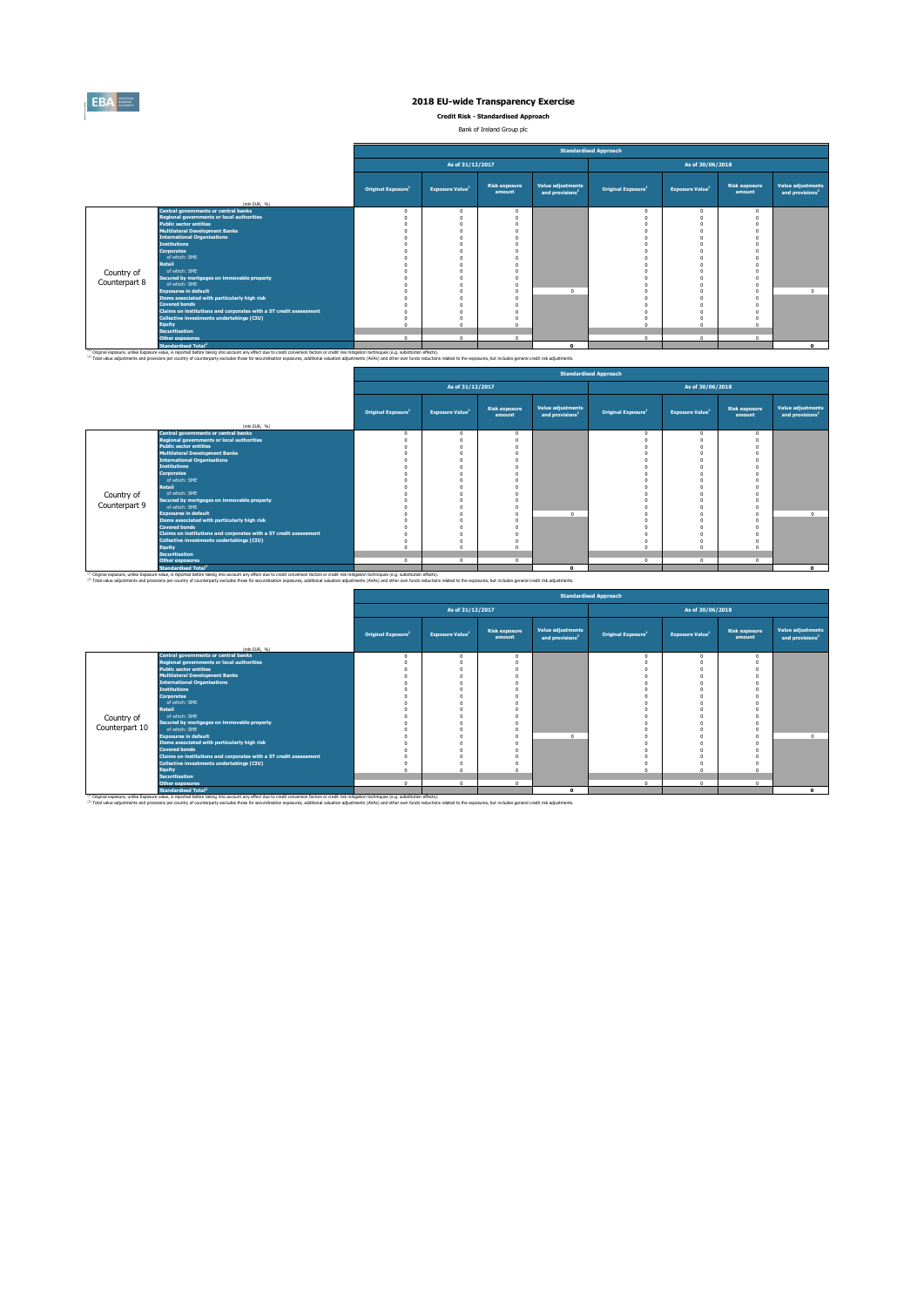# 2018 EU-wide Transparency Exercise

**Credit Risk - Standardised Approach**

Bank of Ireland Group plc

| | (mln EUR, %) | Standardised Approach | | | | | | | |
|---|---|---|---|---|---|---|---|---|---|
| | | As of 31/12/2017 | | | | As of 30/06/2018 | | | |
| | | Original Exposure[1] | Exposure Value[1] | Risk exposure amount | Value adjustments and provisions[2] | Original Exposure[1] | Exposure Value[1] | Risk exposure amount | Value adjustments and provisions[2] |
| Country of Counterpart 8 | Central governments or central banks | 0 | 0 | 0 | | 0 | 0 | 0 | |
| | Regional governments or local authorities | 0 | 0 | 0 | | 0 | 0 | 0 | |
| | Public sector entities | 0 | 0 | 0 | | 0 | 0 | 0 | |
| | Multilateral Development Banks | 0 | 0 | 0 | | 0 | 0 | 0 | |
| | International Organisations | 0 | 0 | 0 | | 0 | 0 | 0 | |
| | Institutions | 0 | 0 | 0 | | 0 | 0 | 0 | |
| | Corporates | 0 | 0 | 0 | | 0 | 0 | 0 | |
| | of which: SME | 0 | 0 | 0 | | 0 | 0 | 0 | |
| | Retail | 0 | 0 | 0 | | 0 | 0 | 0 | |
| | of which: SME | 0 | 0 | 0 | | 0 | 0 | 0 | |
| | Secured by mortgages on immovable property | 0 | 0 | 0 | | 0 | 0 | 0 | |
| | of which: SME | 0 | 0 | 0 | | 0 | 0 | 0 | |
| | Exposures in default | 0 | 0 | 0 | 0 | 0 | 0 | 0 | 0 |
| | Items associated with particularly high risk | 0 | 0 | 0 | | 0 | 0 | 0 | |
| | Covered bonds | 0 | 0 | 0 | | 0 | 0 | 0 | |
| | Claims on institutions and corporates with a ST credit assessment | 0 | 0 | 0 | | 0 | 0 | 0 | |
| | Collective investments undertakings (CIU) | 0 | 0 | 0 | | 0 | 0 | 0 | |
| | Equity | 0 | 0 | 0 | | 0 | 0 | 0 | |
| | Securitisation | | | | | | | | |
| | Other exposures | 0 | 0 | 0 | | 0 | 0 | 0 | |
| | Standardised Total[2] | | | | 0 | | | | 0 |

[(1)] Original exposure, unlike Exposure value, is reported before taking into account any effect due to credit conversion factors or credit risk mitigation techniques (e.g. substitution effects).
[(2)] Total value adjustments and provisions per country of counterparty excludes those for securistisation exposures, additional valuation adjustments (AVAs) and other own funds reductions related to the exposures, but includes general credit risk adjustments.

| | (mln EUR, %) | Standardised Approach | | | | | | | |
|---|---|---|---|---|---|---|---|---|---|
| | | As of 31/12/2017 | | | | As of 30/06/2018 | | | |
| | | Original Exposure[1] | Exposure Value[1] | Risk exposure amount | Value adjustments and provisions[2] | Original Exposure[1] | Exposure Value[1] | Risk exposure amount | Value adjustments and provisions[2] |
| Country of Counterpart 9 | Central governments or central banks | 0 | 0 | 0 | | 0 | 0 | 0 | |
| | Regional governments or local authorities | 0 | 0 | 0 | | 0 | 0 | 0 | |
| | Public sector entities | 0 | 0 | 0 | | 0 | 0 | 0 | |
| | Multilateral Development Banks | 0 | 0 | 0 | | 0 | 0 | 0 | |
| | International Organisations | 0 | 0 | 0 | | 0 | 0 | 0 | |
| | Institutions | 0 | 0 | 0 | | 0 | 0 | 0 | |
| | Corporates | 0 | 0 | 0 | | 0 | 0 | 0 | |
| | of which: SME | 0 | 0 | 0 | | 0 | 0 | 0 | |
| | Retail | 0 | 0 | 0 | | 0 | 0 | 0 | |
| | of which: SME | 0 | 0 | 0 | | 0 | 0 | 0 | |
| | Secured by mortgages on immovable property | 0 | 0 | 0 | | 0 | 0 | 0 | |
| | of which: SME | 0 | 0 | 0 | | 0 | 0 | 0 | |
| | Exposures in default | 0 | 0 | 0 | 0 | 0 | 0 | 0 | 0 |
| | Items associated with particularly high risk | 0 | 0 | 0 | | 0 | 0 | 0 | |
| | Covered bonds | 0 | 0 | 0 | | 0 | 0 | 0 | |
| | Claims on institutions and corporates with a ST credit assessment | 0 | 0 | 0 | | 0 | 0 | 0 | |
| | Collective investments undertakings (CIU) | 0 | 0 | 0 | | 0 | 0 | 0 | |
| | Equity | 0 | 0 | 0 | | 0 | 0 | 0 | |
| | Securitisation | | | | | | | | |
| | Other exposures | 0 | 0 | 0 | | 0 | 0 | 0 | |
| | Standardised Total[2] | | | | 0 | | | | 0 |

[(1)] Original exposure, unlike Exposure value, is reported before taking into account any effect due to credit conversion factors or credit risk mitigation techniques (e.g. substitution effects).
[(2)] Total value adjustments and provisions per country of counterparty excludes those for securistisation exposures, additional valuation adjustments (AVAs) and other own funds reductions related to the exposures, but includes general credit risk adjustments.

| | (mln EUR, %) | Standardised Approach | | | | | | | |
|---|---|---|---|---|---|---|---|---|---|
| | | As of 31/12/2017 | | | | As of 30/06/2018 | | | |
| | | Original Exposure[1] | Exposure Value[1] | Risk exposure amount | Value adjustments and provisions[2] | Original Exposure[1] | Exposure Value[1] | Risk exposure amount | Value adjustments and provisions[2] |
| Country of Counterpart 10 | Central governments or central banks | 0 | 0 | 0 | | 0 | 0 | 0 | |
| | Regional governments or local authorities | 0 | 0 | 0 | | 0 | 0 | 0 | |
| | Public sector entities | 0 | 0 | 0 | | 0 | 0 | 0 | |
| | Multilateral Development Banks | 0 | 0 | 0 | | 0 | 0 | 0 | |
| | International Organisations | 0 | 0 | 0 | | 0 | 0 | 0 | |
| | Institutions | 0 | 0 | 0 | | 0 | 0 | 0 | |
| | Corporates | 0 | 0 | 0 | | 0 | 0 | 0 | |
| | of which: SME | 0 | 0 | 0 | | 0 | 0 | 0 | |
| | Retail | 0 | 0 | 0 | | 0 | 0 | 0 | |
| | of which: SME | 0 | 0 | 0 | | 0 | 0 | 0 | |
| | Secured by mortgages on immovable property | 0 | 0 | 0 | | 0 | 0 | 0 | |
| | of which: SME | 0 | 0 | 0 | | 0 | 0 | 0 | |
| | Exposures in default | 0 | 0 | 0 | 0 | 0 | 0 | 0 | 0 |
| | Items associated with particularly high risk | 0 | 0 | 0 | | 0 | 0 | 0 | |
| | Covered bonds | 0 | 0 | 0 | | 0 | 0 | 0 | |
| | Claims on institutions and corporates with a ST credit assessment | 0 | 0 | 0 | | 0 | 0 | 0 | |
| | Collective investments undertakings (CIU) | 0 | 0 | 0 | | 0 | 0 | 0 | |
| | Equity | 0 | 0 | 0 | | 0 | 0 | 0 | |
| | Securitisation | | | | | | | | |
| | Other exposures | 0 | 0 | 0 | | 0 | 0 | 0 | |
| | Standardised Total[2] | | | | 0 | | | | 0 |

[(1)] Original exposure, unlike Exposure value, is reported before taking into account any effect due to credit conversion factors or credit risk mitigation techniques (e.g. substitution effects).
[(2)] Total value adjustments and provisions per country of counterparty excludes those for securistisation exposures, additional valuation adjustments (AVAs) and other own funds reductions related to the exposures, but includes general credit risk adjustments.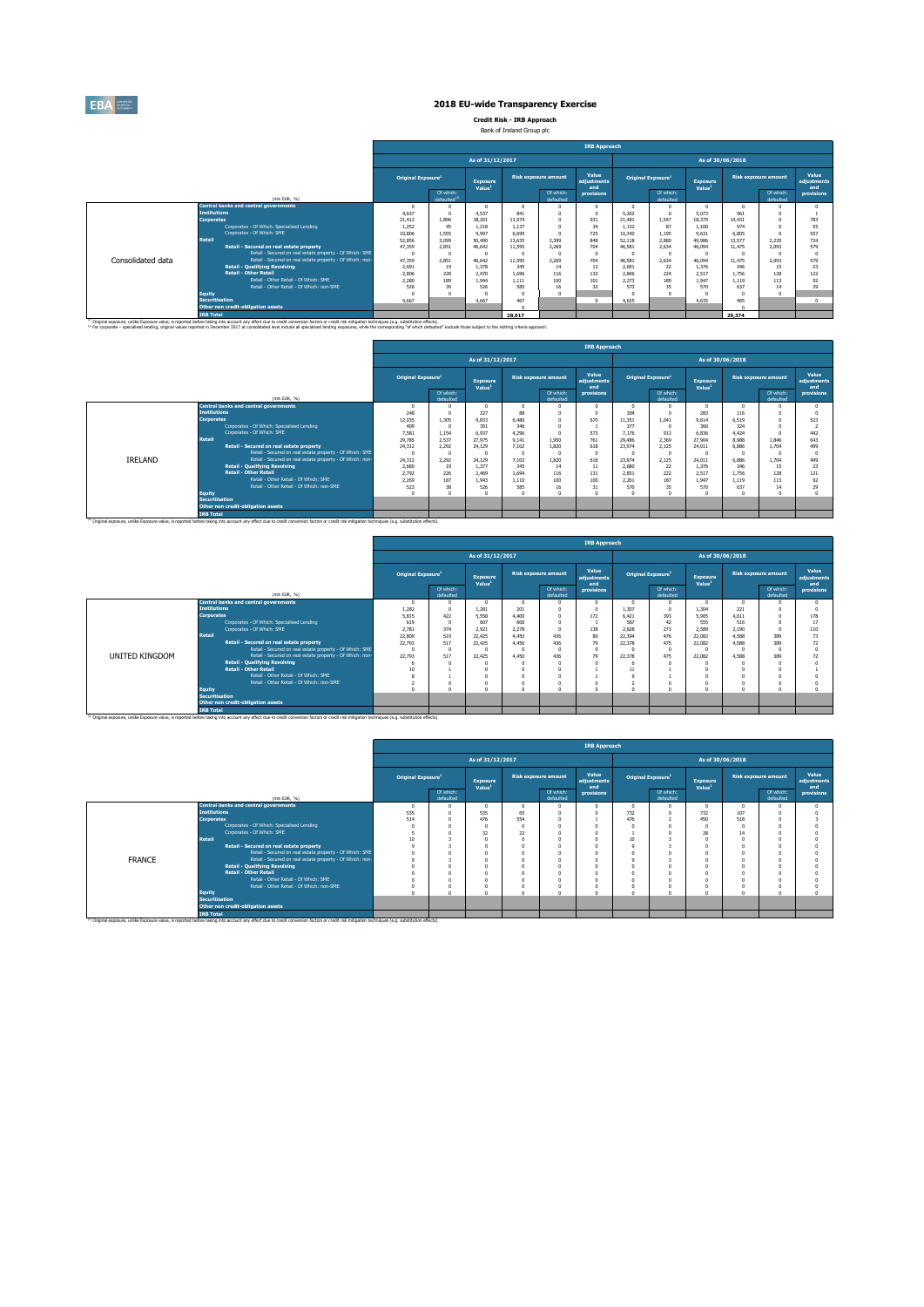# 2018 EU-wide Transparency Exercise

**Credit Risk - IRB Approach**

Bank of Ireland Group plc

| | (mln EUR, %) | As of 31/12/2017 | | | | | | As of 30/06/2018 | | | | | |
|---|---|---|---|---|---|---|---|---|---|---|---|---|---|
| | | Original Exposure[1] | Of which: defaulted[2] | Exposure Value[1] | Risk exposure amount | Of which: defaulted | Value adjustments and provisions | Original Exposure[1] | Of which: defaulted | Exposure Value[1] | Risk exposure amount | Of which: defaulted | Value adjustments and provisions |
| Consolidated data | Central banks and central governments | 0 | 0 | 0 | 0 | 0 | 0 | 0 | 0 | 0 | 0 | 0 | 0 |
| | Institutions | 4,637 | 0 | 4,537 | 841 | 0 | 0 | 5,202 | 0 | 5,073 | 961 | 0 | 1 |
| | Corporates | 21,412 | 1,896 | 18,201 | 13,974 | 0 | 931 | 21,481 | 1,547 | 18,379 | 14,431 | 0 | 783 |
| | Corporates - Of Which: Specialised Lending | 1,252 | 45 | 1,218 | 1,137 | 0 | 34 | 1,132 | 87 | 1,100 | 974 | 0 | 55 |
| | Corporates - Of Which: SME | 10,806 | 1,555 | 9,997 | 6,699 | 0 | 725 | 10,340 | 1,195 | 9,631 | 6,805 | 0 | 557 |
| | Retail | 52,856 | 3,099 | 50,490 | 13,635 | 2,399 | 848 | 52,118 | 2,880 | 49,986 | 13,577 | 2,235 | 724 |
| | Retail - Secured on real estate property | 47,359 | 2,851 | 46,642 | 11,595 | 2,269 | 704 | 46,581 | 2,634 | 46,094 | 11,475 | 2,093 | 579 |
| | Retail - Secured on real estate property - Of Which: SME | 0 | 0 | 0 | 0 | 0 | 0 | 0 | 0 | 0 | 0 | 0 | 0 |
| | Retail - Secured on real estate property - Of Which: non-SME | 47,359 | 2,851 | 46,642 | 11,595 | 2,269 | 704 | 46,581 | 2,634 | 46,094 | 11,475 | 2,093 | 579 |
| | Retail - Qualifying Revolving | 2,691 | 19 | 1,378 | 345 | 14 | 12 | 2,691 | 22 | 1,376 | 346 | 15 | 23 |
| | Retail - Other Retail | 2,806 | 228 | 2,470 | 1,696 | 116 | 132 | 2,846 | 224 | 2,517 | 1,756 | 128 | 122 |
| | Retail - Other Retail - Of Which: SME | 2,280 | 189 | 1,944 | 1,111 | 100 | 101 | 2,273 | 189 | 1,947 | 1,119 | 113 | 92 |
| | Retail - Other Retail - Of Which: non-SME | 526 | 39 | 526 | 585 | 16 | 32 | 573 | 35 | 570 | 637 | 14 | 29 |
| | Equity | 0 | 0 | 0 | 0 | 0 | | 0 | 0 | 0 | 0 | 0 | |
| | Securitisation | 4,667 | | 4,667 | 467 | | 0 | 4,635 | | 4,635 | 405 | | 0 |
| | Other non credit-obligation assets | | | | 0 | | | | | | 0 | | |
| | IRB Total | | | | 28,917 | | | | | | 29,374 | | |

[1] Original exposure, unlike Exposure value, is reported before taking into account any effect due to credit conversion factors or credit risk mitigation techniques (e.g. substitution effects).
[2] For corporate - specialised lending, original values reported in December 2017 at consolidated level include all specialised lending exposures, while the corresponding "of which defaulted" exclude those subject to the slotting criteria approach.

| | (mln EUR, %) | As of 31/12/2017 | | | | | | As of 30/06/2018 | | | | | |
|---|---|---|---|---|---|---|---|---|---|---|---|---|---|
| | | Original Exposure[1] | Of which: defaulted | Exposure Value[1] | Risk exposure amount | Of which: defaulted | Value adjustments and provisions | Original Exposure[1] | Of which: defaulted | Exposure Value[1] | Risk exposure amount | Of which: defaulted | Value adjustments and provisions |
| IRELAND | Central banks and central governments | 0 | 0 | 0 | 0 | 0 | 0 | 0 | 0 | 0 | 0 | 0 | 0 |
| | Institutions | 248 | 0 | 227 | 88 | 0 | 0 | 304 | 0 | 283 | 116 | 0 | 0 |
| | Corporates | 12,035 | 1,305 | 9,833 | 6,480 | 0 | 670 | 11,351 | 1,041 | 9,614 | 6,519 | 0 | 523 |
| | Corporates - Of Which: Specialised Lending | 409 | 0 | 391 | 346 | 0 | 1 | 377 | 0 | 360 | 324 | 0 | 2 |
| | Corporates - Of Which: SME | 7,581 | 1,154 | 6,937 | 4,296 | 0 | 573 | 7,176 | 913 | 6,836 | 4,424 | 0 | 442 |
| | Retail | 29,785 | 2,537 | 27,975 | 9,141 | 1,950 | 761 | 29,486 | 2,369 | 27,904 | 8,988 | 1,846 | 643 |
| | Retail - Secured on real estate property | 24,312 | 2,292 | 24,129 | 7,102 | 1,820 | 618 | 23,974 | 2,125 | 24,011 | 6,886 | 1,704 | 499 |
| | Retail - Secured on real estate property - Of Which: SME | 0 | 0 | 0 | 0 | 0 | 0 | 0 | 0 | 0 | 0 | 0 | 0 |
| | Retail - Secured on real estate property - Of Which: non-SME | 24,312 | 2,292 | 24,129 | 7,102 | 1,820 | 618 | 23,974 | 2,125 | 24,011 | 6,886 | 1,704 | 499 |
| | Retail - Qualifying Revolving | 2,680 | 19 | 1,377 | 345 | 14 | 11 | 2,680 | 22 | 1,376 | 346 | 15 | 23 |
| | Retail - Other Retail | 2,792 | 226 | 2,469 | 1,694 | 116 | 131 | 2,831 | 222 | 2,517 | 1,756 | 128 | 121 |
| | Retail - Other Retail - Of Which: SME | 2,269 | 187 | 1,943 | 1,110 | 100 | 100 | 2,261 | 187 | 1,947 | 1,119 | 113 | 92 |
| | Retail - Other Retail - Of Which: non-SME | 523 | 38 | 526 | 585 | 16 | 31 | 570 | 35 | 570 | 637 | 14 | 29 |
| | Equity | 0 | 0 | 0 | 0 | 0 | 0 | 0 | 0 | 0 | 0 | 0 | 0 |
| | Securitisation | | | | | | | | | | | | |
| | Other non credit-obligation assets | | | | | | | | | | | | |
| | IRB Total | | | | | | | | | | | | |

[1] Original exposure, unlike Exposure value, is reported before taking into account any effect due to credit conversion factors or credit risk mitigation techniques (e.g. substitution effects).

| | (mln EUR, %) | As of 31/12/2017 | | | | | | As of 30/06/2018 | | | | | |
|---|---|---|---|---|---|---|---|---|---|---|---|---|---|
| | | Original Exposure[1] | Of which: defaulted | Exposure Value[1] | Risk exposure amount | Of which: defaulted | Value adjustments and provisions | Original Exposure[1] | Of which: defaulted | Exposure Value[1] | Risk exposure amount | Of which: defaulted | Value adjustments and provisions |
| UNITED KINGDOM | Central banks and central governments | 0 | 0 | 0 | 0 | 0 | 0 | 0 | 0 | 0 | 0 | 0 | 0 |
| | Institutions | 1,282 | 0 | 1,281 | 201 | 0 | 0 | 1,307 | 0 | 1,304 | 221 | 0 | 0 |
| | Corporates | 5,815 | 422 | 5,558 | 4,400 | 0 | 172 | 6,421 | 393 | 5,905 | 4,611 | 0 | 178 |
| | Corporates - Of Which: Specialised Lending | 619 | 0 | 607 | 600 | 0 | 1 | 567 | 42 | 555 | 516 | 0 | 17 |
| | Corporates - Of Which: SME | 2,781 | 374 | 2,921 | 2,278 | 0 | 138 | 2,628 | 273 | 2,589 | 2,190 | 0 | 110 |
| | Retail | 22,809 | 519 | 22,425 | 4,450 | 436 | 80 | 22,394 | 476 | 22,082 | 4,588 | 389 | 73 |
| | Retail - Secured on real estate property | 22,793 | 517 | 22,425 | 4,450 | 436 | 79 | 22,378 | 475 | 22,082 | 4,588 | 389 | 72 |
| | Retail - Secured on real estate property - Of Which: SME | 0 | 0 | 0 | 0 | 0 | 0 | 0 | 0 | 0 | 0 | 0 | 0 |
| | Retail - Secured on real estate property - Of Which: non-SME | 22,793 | 517 | 22,425 | 4,450 | 436 | 79 | 22,378 | 475 | 22,082 | 4,588 | 389 | 72 |
| | Retail - Qualifying Revolving | 6 | 0 | 0 | 0 | 0 | 0 | 6 | 0 | 0 | 0 | 0 | 0 |
| | Retail - Other Retail | 10 | 1 | 0 | 0 | 0 | 1 | 11 | 1 | 0 | 0 | 0 | 1 |
| | Retail - Other Retail - Of Which: SME | 8 | 1 | 0 | 0 | 0 | 1 | 9 | 1 | 0 | 0 | 0 | 0 |
| | Retail - Other Retail - Of Which: non-SME | 2 | 0 | 0 | 0 | 0 | 0 | 2 | 0 | 0 | 0 | 0 | 0 |
| | Equity | 0 | 0 | 0 | 0 | 0 | 0 | 0 | 0 | 0 | 0 | 0 | 0 |
| | Securitisation | | | | | | | | | | | | |
| | Other non credit-obligation assets | | | | | | | | | | | | |
| | IRB Total | | | | | | | | | | | | |

[1] Original exposure, unlike Exposure value, is reported before taking into account any effect due to credit conversion factors or credit risk mitigation techniques (e.g. substitution effects).

| | (mln EUR, %) | As of 31/12/2017 | | | | | | As of 30/06/2018 | | | | | |
|---|---|---|---|---|---|---|---|---|---|---|---|---|---|
| | | Original Exposure[1] | Of which: defaulted | Exposure Value[1] | Risk exposure amount | Of which: defaulted | Value adjustments and provisions | Original Exposure[1] | Of which: defaulted | Exposure Value[1] | Risk exposure amount | Of which: defaulted | Value adjustments and provisions |
| FRANCE | Central banks and central governments | 0 | 0 | 0 | 0 | 0 | 0 | 0 | 0 | 0 | 0 | 0 | 0 |
| | Institutions | 535 | 0 | 535 | 65 | 0 | 0 | 732 | 0 | 732 | 107 | 0 | 0 |
| | Corporates | 514 | 0 | 476 | 554 | 0 | 1 | 476 | 2 | 450 | 518 | 0 | 3 |
| | Corporates - Of Which: Specialised Lending | 0 | 0 | 0 | 0 | 0 | 0 | 0 | 0 | 0 | 0 | 0 | 0 |
| | Corporates - Of Which: SME | 5 | 0 | 32 | 22 | 0 | 0 | 1 | 0 | 28 | 14 | 0 | 0 |
| | Retail | 10 | 3 | 0 | 0 | 0 | 0 | 10 | 3 | 0 | 0 | 0 | 0 |
| | Retail - Secured on real estate property | 9 | 3 | 0 | 0 | 0 | 0 | 9 | 3 | 0 | 0 | 0 | 0 |
| | Retail - Secured on real estate property - Of Which: SME | 0 | 0 | 0 | 0 | 0 | 0 | 0 | 0 | 0 | 0 | 0 | 0 |
| | Retail - Secured on real estate property - Of Which: non-SME | 9 | 3 | 0 | 0 | 0 | 0 | 9 | 3 | 0 | 0 | 0 | 0 |
| | Retail - Qualifying Revolving | 0 | 0 | 0 | 0 | 0 | 0 | 0 | 0 | 0 | 0 | 0 | 0 |
| | Retail - Other Retail | 0 | 0 | 0 | 0 | 0 | 0 | 0 | 0 | 0 | 0 | 0 | 0 |
| | Retail - Other Retail - Of Which: SME | 0 | 0 | 0 | 0 | 0 | 0 | 0 | 0 | 0 | 0 | 0 | 0 |
| | Retail - Other Retail - Of Which: non-SME | 0 | 0 | 0 | 0 | 0 | 0 | 0 | 0 | 0 | 0 | 0 | 0 |
| | Equity | 0 | 0 | 0 | 0 | 0 | 0 | 0 | 0 | 0 | 0 | 0 | 0 |
| | Securitisation | | | | | | | | | | | | |
| | Other non credit-obligation assets | | | | | | | | | | | | |
| | IRB Total | | | | | | | | | | | | |

[1] Original exposure, unlike Exposure value, is reported before taking into account any effect due to credit conversion factors or credit risk mitigation techniques (e.g. substitution effects).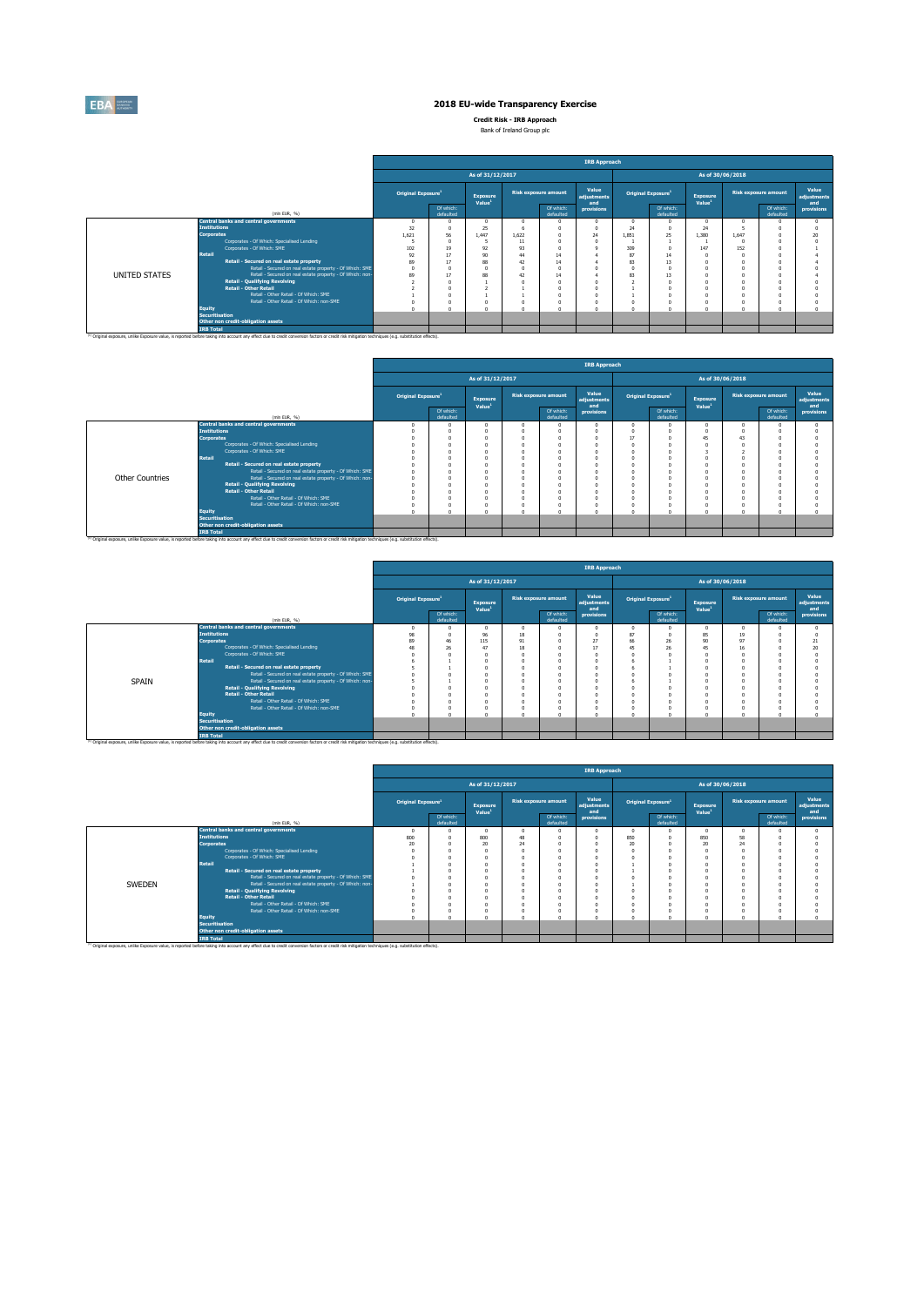## 2018 EU-wide Transparency Exercise

**Credit Risk - IRB Approach**

Bank of Ireland Group plc

| | (mln EUR, %) | As of 31/12/2017 | | | | | | As of 30/06/2018 | | | | | |
|---|---|---|---|---|---|---|---|---|---|---|---|---|---|
| | | Original Exposure[1] | Of which: defaulted | Exposure Value[1] | Risk exposure amount | Of which: defaulted | Value adjustments and provisions | Original Exposure[1] | Of which: defaulted | Exposure Value[1] | Risk exposure amount | Of which: defaulted | Value adjustments and provisions |
| UNITED STATES | Central banks and central governments | 0 | 0 | 0 | 0 | 0 | 0 | 0 | 0 | 0 | 0 | 0 | 0 |
| | Institutions | 32 | 0 | 25 | 6 | 0 | 0 | 24 | 0 | 24 | 5 | 0 | 0 |
| | Corporates | 1,621 | 56 | 1,447 | 1,622 | 0 | 24 | 1,851 | 25 | 1,380 | 1,647 | 0 | 20 |
| | Corporates - Of Which: Specialised Lending | 5 | 0 | 5 | 11 | 0 | 0 | 1 | 1 | 1 | 0 | 0 | 0 |
| | Corporates - Of Which: SME | 102 | 19 | 92 | 93 | 0 | 9 | 309 | 0 | 147 | 152 | 0 | 1 |
| | Retail | 92 | 17 | 90 | 44 | 14 | 4 | 87 | 14 | 0 | 0 | 0 | 4 |
| | Retail - Secured on real estate property | 89 | 17 | 88 | 42 | 14 | 4 | 83 | 13 | 0 | 0 | 0 | 4 |
| | Retail - Secured on real estate property - Of Which: SME | 0 | 0 | 0 | 0 | 0 | 0 | 0 | 0 | 0 | 0 | 0 | 0 |
| | Retail - Secured on real estate property - Of Which: non-SME | 89 | 17 | 88 | 42 | 14 | 4 | 83 | 13 | 0 | 0 | 0 | 4 |
| | Retail - Qualifying Revolving | 2 | 0 | 1 | 0 | 0 | 0 | 2 | 0 | 0 | 0 | 0 | 0 |
| | Retail - Other Retail | 2 | 0 | 2 | 1 | 0 | 0 | 1 | 0 | 0 | 0 | 0 | 0 |
| | Retail - Other Retail - Of Which: SME | 1 | 0 | 1 | 1 | 0 | 0 | 1 | 0 | 0 | 0 | 0 | 0 |
| | Retail - Other Retail - Of Which: non-SME | 0 | 0 | 0 | 0 | 0 | 0 | 0 | 0 | 0 | 0 | 0 | 0 |
| | Equity | 0 | 0 | 0 | 0 | 0 | 0 | 0 | 0 | 0 | 0 | 0 | 0 |
| | Securitisation | | | | | | | | | | | | |
| | Other non credit-obligation assets | | | | | | | | | | | | |
| | IRB Total | | | | | | | | | | | | |

[1] Original exposure, unlike Exposure value, is reported before taking into account any effect due to credit conversion factors or credit risk mitigation techniques (e.g. substitution effects).

| | (mln EUR, %) | As of 31/12/2017 | | | | | | As of 30/06/2018 | | | | | |
|---|---|---|---|---|---|---|---|---|---|---|---|---|---|
| | | Original Exposure[1] | Of which: defaulted | Exposure Value[1] | Risk exposure amount | Of which: defaulted | Value adjustments and provisions | Original Exposure[1] | Of which: defaulted | Exposure Value[1] | Risk exposure amount | Of which: defaulted | Value adjustments and provisions |
| Other Countries | Central banks and central governments | 0 | 0 | 0 | 0 | 0 | 0 | 0 | 0 | 0 | 0 | 0 | 0 |
| | Institutions | 0 | 0 | 0 | 0 | 0 | 0 | 0 | 0 | 0 | 0 | 0 | 0 |
| | Corporates | 0 | 0 | 0 | 0 | 0 | 0 | 17 | 0 | 45 | 43 | 0 | 0 |
| | Corporates - Of Which: Specialised Lending | 0 | 0 | 0 | 0 | 0 | 0 | 0 | 0 | 0 | 0 | 0 | 0 |
| | Corporates - Of Which: SME | 0 | 0 | 0 | 0 | 0 | 0 | 0 | 0 | 3 | 2 | 0 | 0 |
| | Retail | 0 | 0 | 0 | 0 | 0 | 0 | 0 | 0 | 0 | 0 | 0 | 0 |
| | Retail - Secured on real estate property | 0 | 0 | 0 | 0 | 0 | 0 | 0 | 0 | 0 | 0 | 0 | 0 |
| | Retail - Secured on real estate property - Of Which: SME | 0 | 0 | 0 | 0 | 0 | 0 | 0 | 0 | 0 | 0 | 0 | 0 |
| | Retail - Secured on real estate property - Of Which: non-SME | 0 | 0 | 0 | 0 | 0 | 0 | 0 | 0 | 0 | 0 | 0 | 0 |
| | Retail - Qualifying Revolving | 0 | 0 | 0 | 0 | 0 | 0 | 0 | 0 | 0 | 0 | 0 | 0 |
| | Retail - Other Retail | 0 | 0 | 0 | 0 | 0 | 0 | 0 | 0 | 0 | 0 | 0 | 0 |
| | Retail - Other Retail - Of Which: SME | 0 | 0 | 0 | 0 | 0 | 0 | 0 | 0 | 0 | 0 | 0 | 0 |
| | Retail - Other Retail - Of Which: non-SME | 0 | 0 | 0 | 0 | 0 | 0 | 0 | 0 | 0 | 0 | 0 | 0 |
| | Equity | 0 | 0 | 0 | 0 | 0 | 0 | 0 | 0 | 0 | 0 | 0 | 0 |
| | Securitisation | | | | | | | | | | | | |
| | Other non credit-obligation assets | | | | | | | | | | | | |
| | IRB Total | | | | | | | | | | | | |

[1] Original exposure, unlike Exposure value, is reported before taking into account any effect due to credit conversion factors or credit risk mitigation techniques (e.g. substitution effects).

| | (mln EUR, %) | As of 31/12/2017 | | | | | | As of 30/06/2018 | | | | | |
|---|---|---|---|---|---|---|---|---|---|---|---|---|---|
| | | Original Exposure[1] | Of which: defaulted | Exposure Value[1] | Risk exposure amount | Of which: defaulted | Value adjustments and provisions | Original Exposure[1] | Of which: defaulted | Exposure Value[1] | Risk exposure amount | Of which: defaulted | Value adjustments and provisions |
| SPAIN | Central banks and central governments | 0 | 0 | 0 | 0 | 0 | 0 | 0 | 0 | 0 | 0 | 0 | 0 |
| | Institutions | 98 | 0 | 96 | 18 | 0 | 0 | 87 | 0 | 85 | 19 | 0 | 0 |
| | Corporates | 89 | 46 | 115 | 91 | 0 | 27 | 66 | 26 | 90 | 97 | 0 | 21 |
| | Corporates - Of Which: Specialised Lending | 48 | 26 | 47 | 18 | 0 | 17 | 45 | 26 | 45 | 16 | 0 | 20 |
| | Corporates - Of Which: SME | 0 | 0 | 0 | 0 | 0 | 0 | 0 | 0 | 0 | 0 | 0 | 0 |
| | Retail | 6 | 1 | 0 | 0 | 0 | 0 | 6 | 1 | 0 | 0 | 0 | 0 |
| | Retail - Secured on real estate property | 5 | 1 | 0 | 0 | 0 | 0 | 6 | 1 | 0 | 0 | 0 | 0 |
| | Retail - Secured on real estate property - Of Which: SME | 0 | 0 | 0 | 0 | 0 | 0 | 0 | 0 | 0 | 0 | 0 | 0 |
| | Retail - Secured on real estate property - Of Which: non-SME | 5 | 1 | 0 | 0 | 0 | 0 | 6 | 1 | 0 | 0 | 0 | 0 |
| | Retail - Qualifying Revolving | 0 | 0 | 0 | 0 | 0 | 0 | 0 | 0 | 0 | 0 | 0 | 0 |
| | Retail - Other Retail | 0 | 0 | 0 | 0 | 0 | 0 | 0 | 0 | 0 | 0 | 0 | 0 |
| | Retail - Other Retail - Of Which: SME | 0 | 0 | 0 | 0 | 0 | 0 | 0 | 0 | 0 | 0 | 0 | 0 |
| | Retail - Other Retail - Of Which: non-SME | 0 | 0 | 0 | 0 | 0 | 0 | 0 | 0 | 0 | 0 | 0 | 0 |
| | Equity | 0 | 0 | 0 | 0 | 0 | 0 | 0 | 0 | 0 | 0 | 0 | 0 |
| | Securitisation | | | | | | | | | | | | |
| | Other non credit-obligation assets | | | | | | | | | | | | |
| | IRB Total | | | | | | | | | | | | |

[1] Original exposure, unlike Exposure value, is reported before taking into account any effect due to credit conversion factors or credit risk mitigation techniques (e.g. substitution effects).

| | (mln EUR, %) | As of 31/12/2017 | | | | | | As of 30/06/2018 | | | | | |
|---|---|---|---|---|---|---|---|---|---|---|---|---|---|
| | | Original Exposure[1] | Of which: defaulted | Exposure Value[1] | Risk exposure amount | Of which: defaulted | Value adjustments and provisions | Original Exposure[1] | Of which: defaulted | Exposure Value[1] | Risk exposure amount | Of which: defaulted | Value adjustments and provisions |
| SWEDEN | Central banks and central governments | 0 | 0 | 0 | 0 | 0 | 0 | 0 | 0 | 0 | 0 | 0 | 0 |
| | Institutions | 800 | 0 | 800 | 48 | 0 | 0 | 850 | 0 | 850 | 58 | 0 | 0 |
| | Corporates | 20 | 0 | 20 | 24 | 0 | 0 | 20 | 0 | 20 | 24 | 0 | 0 |
| | Corporates - Of Which: Specialised Lending | 0 | 0 | 0 | 0 | 0 | 0 | 0 | 0 | 0 | 0 | 0 | 0 |
| | Corporates - Of Which: SME | 0 | 0 | 0 | 0 | 0 | 0 | 0 | 0 | 0 | 0 | 0 | 0 |
| | Retail | 1 | 0 | 0 | 0 | 0 | 0 | 1 | 0 | 0 | 0 | 0 | 0 |
| | Retail - Secured on real estate property | 1 | 0 | 0 | 0 | 0 | 0 | 1 | 0 | 0 | 0 | 0 | 0 |
| | Retail - Secured on real estate property - Of Which: SME | 0 | 0 | 0 | 0 | 0 | 0 | 0 | 0 | 0 | 0 | 0 | 0 |
| | Retail - Secured on real estate property - Of Which: non-SME | 1 | 0 | 0 | 0 | 0 | 0 | 1 | 0 | 0 | 0 | 0 | 0 |
| | Retail - Qualifying Revolving | 0 | 0 | 0 | 0 | 0 | 0 | 0 | 0 | 0 | 0 | 0 | 0 |
| | Retail - Other Retail | 0 | 0 | 0 | 0 | 0 | 0 | 0 | 0 | 0 | 0 | 0 | 0 |
| | Retail - Other Retail - Of Which: SME | 0 | 0 | 0 | 0 | 0 | 0 | 0 | 0 | 0 | 0 | 0 | 0 |
| | Retail - Other Retail - Of Which: non-SME | 0 | 0 | 0 | 0 | 0 | 0 | 0 | 0 | 0 | 0 | 0 | 0 |
| | Equity | 0 | 0 | 0 | 0 | 0 | 0 | 0 | 0 | 0 | 0 | 0 | 0 |
| | Securitisation | | | | | | | | | | | | |
| | Other non credit-obligation assets | | | | | | | | | | | | |
| | IRB Total | | | | | | | | | | | | |

[1] Original exposure, unlike Exposure value, is reported before taking into account any effect due to credit conversion factors or credit risk mitigation techniques (e.g. substitution effects).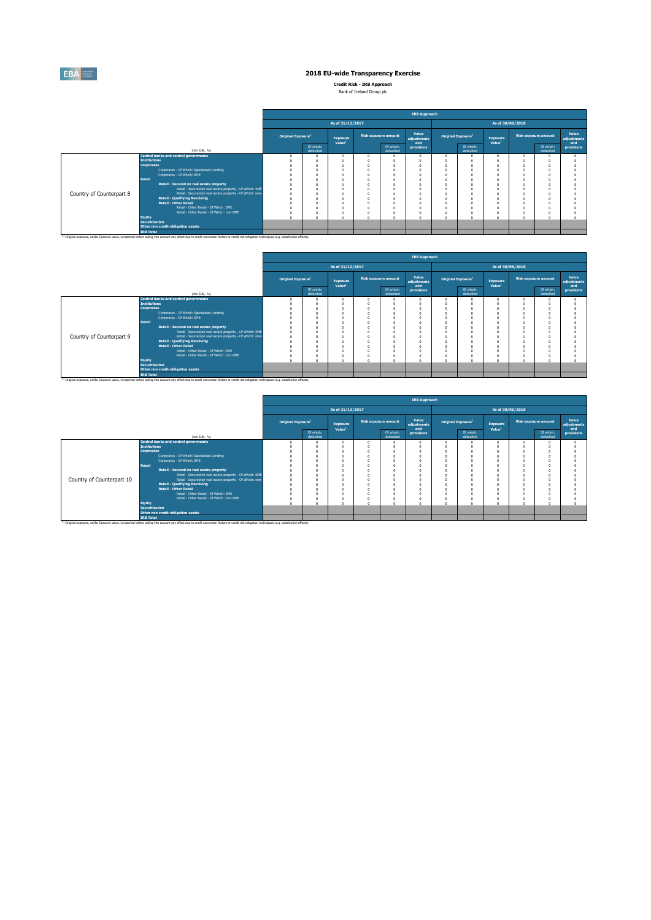# 2018 EU-wide Transparency Exercise

**Credit Risk - IRB Approach**

Bank of Ireland Group plc

| | (mln EUR, %) | As of 31/12/2017 | | | | | | As of 30/06/2018 | | | | | |
|---|---|---|---|---|---|---|---|---|---|---|---|---|---|
| | | Original Exposure[1] | | Exposure Value[1] | Risk exposure amount | | Value adjustments and provisions | Original Exposure[1] | | Exposure Value[1] | Risk exposure amount | | Value adjustments and provisions |
| | | | Of which: defaulted | | | Of which: defaulted | | | Of which: defaulted | | | Of which: defaulted | |
| Country of Counterpart 8 | Central banks and central governments | 0 | 0 | 0 | 0 | 0 | 0 | 0 | 0 | 0 | 0 | 0 | 0 |
| | Institutions | 0 | 0 | 0 | 0 | 0 | 0 | 0 | 0 | 0 | 0 | 0 | 0 |
| | Corporates | 0 | 0 | 0 | 0 | 0 | 0 | 0 | 0 | 0 | 0 | 0 | 0 |
| | Corporates - Of Which: Specialised Lending | 0 | 0 | 0 | 0 | 0 | 0 | 0 | 0 | 0 | 0 | 0 | 0 |
| | Corporates - Of Which: SME | 0 | 0 | 0 | 0 | 0 | 0 | 0 | 0 | 0 | 0 | 0 | 0 |
| | Retail | 0 | 0 | 0 | 0 | 0 | 0 | 0 | 0 | 0 | 0 | 0 | 0 |
| | Retail - Secured on real estate property | 0 | 0 | 0 | 0 | 0 | 0 | 0 | 0 | 0 | 0 | 0 | 0 |
| | Retail - Secured on real estate property - Of Which: SME | 0 | 0 | 0 | 0 | 0 | 0 | 0 | 0 | 0 | 0 | 0 | 0 |
| | Retail - Secured on real estate property - Of Which: non-SME | 0 | 0 | 0 | 0 | 0 | 0 | 0 | 0 | 0 | 0 | 0 | 0 |
| | Retail - Qualifying Revolving | 0 | 0 | 0 | 0 | 0 | 0 | 0 | 0 | 0 | 0 | 0 | 0 |
| | Retail - Other Retail | 0 | 0 | 0 | 0 | 0 | 0 | 0 | 0 | 0 | 0 | 0 | 0 |
| | Retail - Other Retail - Of Which: SME | 0 | 0 | 0 | 0 | 0 | 0 | 0 | 0 | 0 | 0 | 0 | 0 |
| | Retail - Other Retail - Of Which: non-SME | 0 | 0 | 0 | 0 | 0 | 0 | 0 | 0 | 0 | 0 | 0 | 0 |
| | Equity | 0 | 0 | 0 | 0 | 0 | 0 | 0 | 0 | 0 | 0 | 0 | 0 |
| | Securitisation | | | | | | | | | | | | |
| | Other non credit-obligation assets | | | | | | | | | | | | |
| | IRB Total | | | | | | | | | | | | |

[1] Original exposure, unlike Exposure value, is reported before taking into account any effect due to credit conversion factors or credit risk mitigation techniques (e.g. substitution effects).

| | (mln EUR, %) | As of 31/12/2017 | | | | | | As of 30/06/2018 | | | | | |
|---|---|---|---|---|---|---|---|---|---|---|---|---|---|
| | | Original Exposure[1] | | Exposure Value[1] | Risk exposure amount | | Value adjustments and provisions | Original Exposure[1] | | Exposure Value[1] | Risk exposure amount | | Value adjustments and provisions |
| | | | Of which: defaulted | | | Of which: defaulted | | | Of which: defaulted | | | Of which: defaulted | |
| Country of Counterpart 9 | Central banks and central governments | 0 | 0 | 0 | 0 | 0 | 0 | 0 | 0 | 0 | 0 | 0 | 0 |
| | Institutions | 0 | 0 | 0 | 0 | 0 | 0 | 0 | 0 | 0 | 0 | 0 | 0 |
| | Corporates | 0 | 0 | 0 | 0 | 0 | 0 | 0 | 0 | 0 | 0 | 0 | 0 |
| | Corporates - Of Which: Specialised Lending | 0 | 0 | 0 | 0 | 0 | 0 | 0 | 0 | 0 | 0 | 0 | 0 |
| | Corporates - Of Which: SME | 0 | 0 | 0 | 0 | 0 | 0 | 0 | 0 | 0 | 0 | 0 | 0 |
| | Retail | 0 | 0 | 0 | 0 | 0 | 0 | 0 | 0 | 0 | 0 | 0 | 0 |
| | Retail - Secured on real estate property | 0 | 0 | 0 | 0 | 0 | 0 | 0 | 0 | 0 | 0 | 0 | 0 |
| | Retail - Secured on real estate property - Of Which: SME | 0 | 0 | 0 | 0 | 0 | 0 | 0 | 0 | 0 | 0 | 0 | 0 |
| | Retail - Secured on real estate property - Of Which: non-SME | 0 | 0 | 0 | 0 | 0 | 0 | 0 | 0 | 0 | 0 | 0 | 0 |
| | Retail - Qualifying Revolving | 0 | 0 | 0 | 0 | 0 | 0 | 0 | 0 | 0 | 0 | 0 | 0 |
| | Retail - Other Retail | 0 | 0 | 0 | 0 | 0 | 0 | 0 | 0 | 0 | 0 | 0 | 0 |
| | Retail - Other Retail - Of Which: SME | 0 | 0 | 0 | 0 | 0 | 0 | 0 | 0 | 0 | 0 | 0 | 0 |
| | Retail - Other Retail - Of Which: non-SME | 0 | 0 | 0 | 0 | 0 | 0 | 0 | 0 | 0 | 0 | 0 | 0 |
| | Equity | 0 | 0 | 0 | 0 | 0 | 0 | 0 | 0 | 0 | 0 | 0 | 0 |
| | Securitisation | | | | | | | | | | | | |
| | Other non credit-obligation assets | | | | | | | | | | | | |
| | IRB Total | | | | | | | | | | | | |

[1] Original exposure, unlike Exposure value, is reported before taking into account any effect due to credit conversion factors or credit risk mitigation techniques (e.g. substitution effects).

| | (mln EUR, %) | As of 31/12/2017 | | | | | | As of 30/06/2018 | | | | | |
|---|---|---|---|---|---|---|---|---|---|---|---|---|---|
| | | Original Exposure[1] | | Exposure Value[1] | Risk exposure amount | | Value adjustments and provisions | Original Exposure[1] | | Exposure Value[1] | Risk exposure amount | | Value adjustments and provisions |
| | | | Of which: defaulted | | | Of which: defaulted | | | Of which: defaulted | | | Of which: defaulted | |
| Country of Counterpart 10 | Central banks and central governments | 0 | 0 | 0 | 0 | 0 | 0 | 0 | 0 | 0 | 0 | 0 | 0 |
| | Institutions | 0 | 0 | 0 | 0 | 0 | 0 | 0 | 0 | 0 | 0 | 0 | 0 |
| | Corporates | 0 | 0 | 0 | 0 | 0 | 0 | 0 | 0 | 0 | 0 | 0 | 0 |
| | Corporates - Of Which: Specialised Lending | 0 | 0 | 0 | 0 | 0 | 0 | 0 | 0 | 0 | 0 | 0 | 0 |
| | Corporates - Of Which: SME | 0 | 0 | 0 | 0 | 0 | 0 | 0 | 0 | 0 | 0 | 0 | 0 |
| | Retail | 0 | 0 | 0 | 0 | 0 | 0 | 0 | 0 | 0 | 0 | 0 | 0 |
| | Retail - Secured on real estate property | 0 | 0 | 0 | 0 | 0 | 0 | 0 | 0 | 0 | 0 | 0 | 0 |
| | Retail - Secured on real estate property - Of Which: SME | 0 | 0 | 0 | 0 | 0 | 0 | 0 | 0 | 0 | 0 | 0 | 0 |
| | Retail - Secured on real estate property - Of Which: non-SME | 0 | 0 | 0 | 0 | 0 | 0 | 0 | 0 | 0 | 0 | 0 | 0 |
| | Retail - Qualifying Revolving | 0 | 0 | 0 | 0 | 0 | 0 | 0 | 0 | 0 | 0 | 0 | 0 |
| | Retail - Other Retail | 0 | 0 | 0 | 0 | 0 | 0 | 0 | 0 | 0 | 0 | 0 | 0 |
| | Retail - Other Retail - Of Which: SME | 0 | 0 | 0 | 0 | 0 | 0 | 0 | 0 | 0 | 0 | 0 | 0 |
| | Retail - Other Retail - Of Which: non-SME | 0 | 0 | 0 | 0 | 0 | 0 | 0 | 0 | 0 | 0 | 0 | 0 |
| | Equity | 0 | 0 | 0 | 0 | 0 | 0 | 0 | 0 | 0 | 0 | 0 | 0 |
| | Securitisation | | | | | | | | | | | | |
| | Other non credit-obligation assets | | | | | | | | | | | | |
| | IRB Total | | | | | | | | | | | | |

[1] Original exposure, unlike Exposure value, is reported before taking into account any effect due to credit conversion factors or credit risk mitigation techniques (e.g. substitution effects).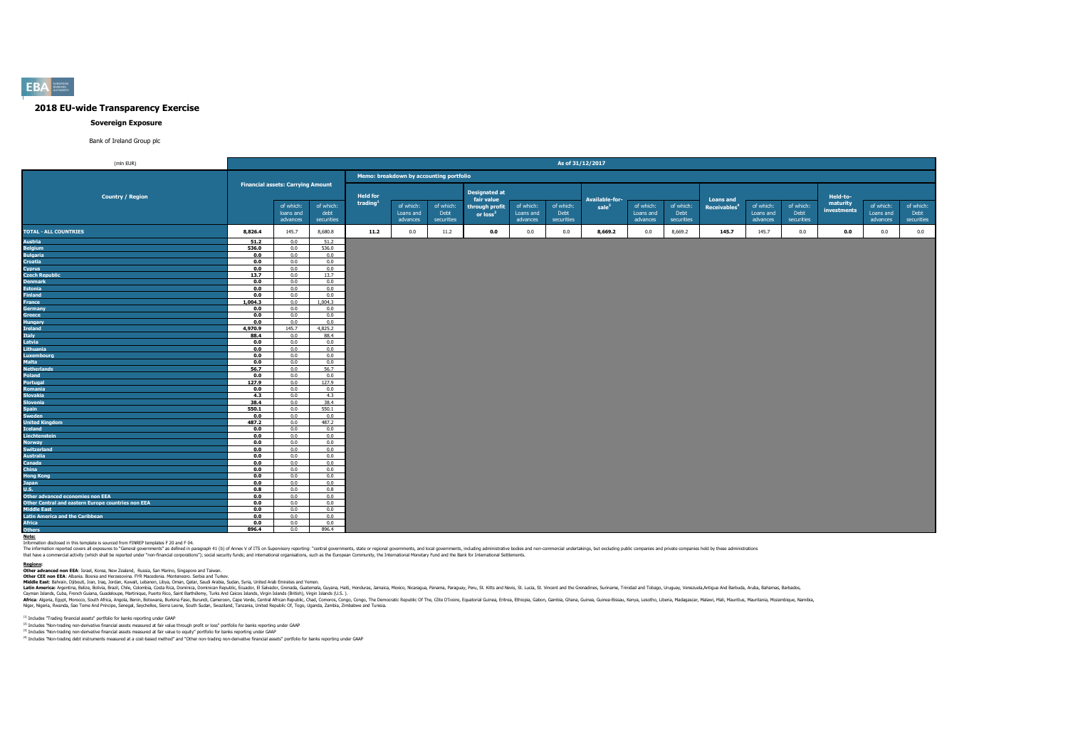## 2018 EU-wide Transparency Exercise

### Sovereign Exposure

Bank of Ireland Group plc

| (mln EUR) | As of 31/12/2017 | | | | | | | | | | | | | | | | | |
|---|---|---|---|---|---|---|---|---|---|---|---|---|---|---|---|---|---|---|
| Country / Region | Financial assets: Carrying Amount | | | Memo: breakdown by accounting portfolio | | | | | | | | | | | | | | |
| | | of which: loans and advances | of which: debt securities | Held for trading[1] | of which: Loans and advances | of which: Debt securities | Designated at fair value through profit or loss[2] | of which: Loans and advances | of which: Debt securities | Available-for-sale[3] | of which: Loans and advances | of which: Debt securities | Loans and Receivables[4] | of which: Loans and advances | of which: Debt securities | Held-to-maturity investments | of which: Loans and advances | of which: Debt securities |
| TOTAL - ALL COUNTRIES | 8,826.4 | 145.7 | 8,680.8 | 11.2 | 0.0 | 11.2 | 0.0 | 0.0 | 0.0 | 8,669.2 | 0.0 | 8,669.2 | 145.7 | 145.7 | 0.0 | 0.0 | 0.0 | 0.0 |
| Austria | 51.2 | 0.0 | 51.2 | | | | | | | | | | | | | | | |
| Belgium | 536.0 | 0.0 | 536.0 | | | | | | | | | | | | | | | |
| Bulgaria | 0.0 | 0.0 | 0.0 | | | | | | | | | | | | | | | |
| Croatia | 0.0 | 0.0 | 0.0 | | | | | | | | | | | | | | | |
| Cyprus | 0.0 | 0.0 | 0.0 | | | | | | | | | | | | | | | |
| Czech Republic | 13.7 | 0.0 | 13.7 | | | | | | | | | | | | | | | |
| Denmark | 0.0 | 0.0 | 0.0 | | | | | | | | | | | | | | | |
| Estonia | 0.0 | 0.0 | 0.0 | | | | | | | | | | | | | | | |
| Finland | 0.0 | 0.0 | 0.0 | | | | | | | | | | | | | | | |
| France | 1,004.3 | 0.0 | 1,004.3 | | | | | | | | | | | | | | | |
| Germany | 0.0 | 0.0 | 0.0 | | | | | | | | | | | | | | | |
| Greece | 0.0 | 0.0 | 0.0 | | | | | | | | | | | | | | | |
| Hungary | 0.0 | 0.0 | 0.0 | | | | | | | | | | | | | | | |
| Ireland | 4,970.9 | 145.7 | 4,825.2 | | | | | | | | | | | | | | | |
| Italy | 88.4 | 0.0 | 88.4 | | | | | | | | | | | | | | | |
| Latvia | 0.0 | 0.0 | 0.0 | | | | | | | | | | | | | | | |
| Lithuania | 0.0 | 0.0 | 0.0 | | | | | | | | | | | | | | | |
| Luxembourg | 0.0 | 0.0 | 0.0 | | | | | | | | | | | | | | | |
| Malta | 0.0 | 0.0 | 0.0 | | | | | | | | | | | | | | | |
| Netherlands | 56.7 | 0.0 | 56.7 | | | | | | | | | | | | | | | |
| Poland | 0.0 | 0.0 | 0.0 | | | | | | | | | | | | | | | |
| Portugal | 127.9 | 0.0 | 127.9 | | | | | | | | | | | | | | | |
| Romania | 0.0 | 0.0 | 0.0 | | | | | | | | | | | | | | | |
| Slovakia | 4.3 | 0.0 | 4.3 | | | | | | | | | | | | | | | |
| Slovenia | 38.4 | 0.0 | 38.4 | | | | | | | | | | | | | | | |
| Spain | 550.1 | 0.0 | 550.1 | | | | | | | | | | | | | | | |
| Sweden | 0.0 | 0.0 | 0.0 | | | | | | | | | | | | | | | |
| United Kingdom | 487.2 | 0.0 | 487.2 | | | | | | | | | | | | | | | |
| Iceland | 0.0 | 0.0 | 0.0 | | | | | | | | | | | | | | | |
| Liechtenstein | 0.0 | 0.0 | 0.0 | | | | | | | | | | | | | | | |
| Norway | 0.0 | 0.0 | 0.0 | | | | | | | | | | | | | | | |
| Switzerland | 0.0 | 0.0 | 0.0 | | | | | | | | | | | | | | | |
| Australia | 0.0 | 0.0 | 0.0 | | | | | | | | | | | | | | | |
| Canada | 0.0 | 0.0 | 0.0 | | | | | | | | | | | | | | | |
| China | 0.0 | 0.0 | 0.0 | | | | | | | | | | | | | | | |
| Hong Kong | 0.0 | 0.0 | 0.0 | | | | | | | | | | | | | | | |
| Japan | 0.0 | 0.0 | 0.0 | | | | | | | | | | | | | | | |
| U.S. | 0.8 | 0.0 | 0.8 | | | | | | | | | | | | | | | |
| Other advanced economies non EEA | 0.0 | 0.0 | 0.0 | | | | | | | | | | | | | | | |
| Other Central and eastern Europe countries non EEA | 0.0 | 0.0 | 0.0 | | | | | | | | | | | | | | | |
| Middle East | 0.0 | 0.0 | 0.0 | | | | | | | | | | | | | | | |
| Latin America and the Caribbean | 0.0 | 0.0 | 0.0 | | | | | | | | | | | | | | | |
| Africa | 0.0 | 0.0 | 0.0 | | | | | | | | | | | | | | | |
| Others | 896.4 | 0.0 | 896.4 | | | | | | | | | | | | | | | |

**Note:**

Information disclosed in this template is sourced from FINREP templates F 20 and F 04.

The information reported covers all exposures to "General governments" as defined in paragraph 41 (b) of Annex V of ITS on Supervisory reporting: "central governments, state or regional governments, and local governments, including administrative bodies and non-commercial undertakings, but excluding public companies and private companies held by these administrations that have a commercial activity (which shall be reported under "non-financial corporations"); social security funds; and international organisations, such as the European Community, the International Monetary Fund and the Bank for International Settlements.

**Regions:**

**Other advanced non EEA**: Israel, Korea, New Zealand, Russia, San Marino, Singapore and Taiwan.

**Other CEE non EEA**: Albania, Bosnia and Herzegovina, FYR Macedonia, Montenegro, Serbia and Turkey.

**Middle East**: Bahrain, Djibouti, Iran, Iraq, Jordan, Kuwait, Lebanon, Libya, Oman, Qatar, Saudi Arabia, Sudan, Syria, United Arab Emirates and Yemen.

**Latin America**: Argentina, Belize, Bolivia, Brazil, Chile, Colombia, Costa Rica, Dominica, Dominican Republic, Ecuador, El Salvador, Grenada, Guatemala, Guyana, Haiti, Honduras, Jamaica, Mexico, Nicaragua, Panama, Paraguay, Peru, St. Kitts and Nevis, St. Lucia, St. Vincent and the Grenadines, Suriname, Trinidad and Tobago, Uruguay, Venezuela,Antigua And Barbuda, Aruba, Bahamas, Barbados, Cayman Islands, Cuba, French Guiana, Guadeloupe, Martinique, Puerto Rico, Saint Barthélemy, Turks And Caicos Islands, Virgin Islands (British), Virgin Islands (U.S. ).

**Africa**: Algeria, Egypt, Morocco, South Africa, Angola, Benin, Botswana, Burkina Faso, Burundi, Cameroon, Cape Verde, Central African Republic, Chad, Comoros, Congo, Congo, The Democratic Republic Of The, Côte D'Ivoire, Equatorial Guinea, Eritrea, Ethiopia, Gabon, Gambia, Ghana, Guinea, Guinea-Bissau, Kenya, Lesotho, Liberia, Madagascar, Malawi, Mali, Mauritius, Mauritania, Mozambique, Namibia, Niger, Nigeria, Rwanda, Sao Tome And Principe, Senegal, Seychelles, Sierra Leone, South Sudan, Swaziland, Tanzania, United Republic Of, Togo, Uganda, Zambia, Zimbabwe and Tunisia.

[1] Includes "Trading financial assets" portfolio for banks reporting under GAAP

[2] Includes "Non-trading non-derivative financial assets measured at fair value through profit or loss" portfolio for banks reporting under GAAP

[3] Includes "Non-trading non-derivative financial assets measured at fair value to equity" portfolio for banks reporting under GAAP

[4] Includes "Non-trading debt instruments measured at a cost-based method" and "Other non-trading non-derivative financial assets" portfolio for banks reporting under GAAP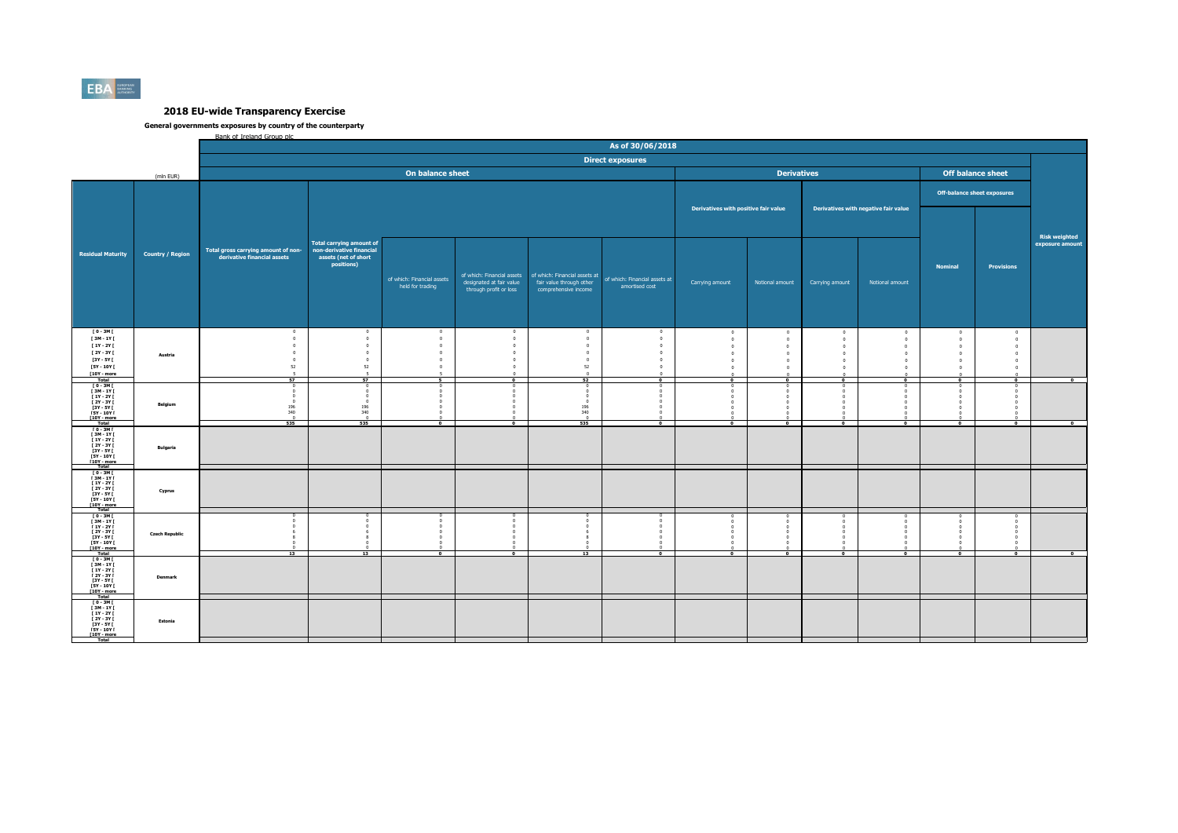# 2018 EU-wide Transparency Exercise

**General governments exposures by country of the counterparty**

Bank of Ireland Group plc

| (mln EUR) | | As of 30/06/2018 | | | | | | | | | | | | |
|---|---|---|---|---|---|---|---|---|---|---|---|---|---|---|
| | | Direct exposures | | | | | | | | | | | | |
| | | On balance sheet | | | | | | Derivatives | | | | Off balance sheet | | |
| | | | | | | | | Derivatives with positive fair value | | Derivatives with negative fair value | | Off-balance sheet exposures | | |
| **Residual Maturity** | **Country / Region** | **Total gross carrying amount of non-derivative financial assets** | **Total carrying amount of non-derivative financial assets (net of short positions)** | of which: Financial assets held for trading | of which: Financial assets designated at fair value through profit or loss | of which: Financial assets at fair value through other comprehensive income | of which: Financial assets at amortised cost | Carrying amount | Notional amount | Carrying amount | Notional amount | **Nominal** | **Provisions** | **Risk weighted exposure amount** |
| [ 0 - 3M [ | Austria | 0 | 0 | 0 | 0 | 0 | 0 | 0 | 0 | 0 | 0 | 0 | 0 | |
| [ 3M - 1Y [ | | 0 | 0 | 0 | 0 | 0 | 0 | 0 | 0 | 0 | 0 | 0 | 0 | |
| [ 1Y - 2Y [ | | 0 | 0 | 0 | 0 | 0 | 0 | 0 | 0 | 0 | 0 | 0 | 0 | |
| [ 2Y - 3Y [ | | 0 | 0 | 0 | 0 | 0 | 0 | 0 | 0 | 0 | 0 | 0 | 0 | |
| [3Y - 5Y [ | | 0 | 0 | 0 | 0 | 0 | 0 | 0 | 0 | 0 | 0 | 0 | 0 | |
| [5Y - 10Y [ | | 52 | 52 | 0 | 0 | 52 | 0 | 0 | 0 | 0 | 0 | 0 | 0 | |
| [10Y - more | | 5 | 5 | 5 | 0 | 0 | 0 | 0 | 0 | 0 | 0 | 0 | 0 | |
| Total | | 57 | 57 | 5 | 0 | 52 | 0 | 0 | 0 | 0 | 0 | 0 | 0 | 0 |
| [ 0 - 3M [ | Belgium | 0 | 0 | 0 | 0 | 0 | 0 | 0 | 0 | 0 | 0 | 0 | 0 | |
| [ 3M - 1Y [ | | 0 | 0 | 0 | 0 | 0 | 0 | 0 | 0 | 0 | 0 | 0 | 0 | |
| [ 1Y - 2Y [ | | 0 | 0 | 0 | 0 | 0 | 0 | 0 | 0 | 0 | 0 | 0 | 0 | |
| [ 2Y - 3Y [ | | 0 | 0 | 0 | 0 | 0 | 0 | 0 | 0 | 0 | 0 | 0 | 0 | |
| [3Y - 5Y [ | | 196 | 196 | 0 | 0 | 196 | 0 | 0 | 0 | 0 | 0 | 0 | 0 | |
| [5Y - 10Y [ | | 340 | 340 | 0 | 0 | 340 | 0 | 0 | 0 | 0 | 0 | 0 | 0 | |
| [10Y - more | | 0 | 0 | 0 | 0 | 0 | 0 | 0 | 0 | 0 | 0 | 0 | 0 | |
| Total | | 535 | 535 | 0 | 0 | 535 | 0 | 0 | 0 | 0 | 0 | 0 | 0 | 0 |
| [ 0 - 3M [ | Bulgaria | | | | | | | | | | | | | |
| [ 3M - 1Y [ | | | | | | | | | | | | | | |
| [ 1Y - 2Y [ | | | | | | | | | | | | | | |
| [ 2Y - 3Y [ | | | | | | | | | | | | | | |
| [3Y - 5Y [ | | | | | | | | | | | | | | |
| [5Y - 10Y [ | | | | | | | | | | | | | | |
| [10Y - more | | | | | | | | | | | | | | |
| Total | | | | | | | | | | | | | | |
| [ 0 - 3M [ | Cyprus | | | | | | | | | | | | | |
| [ 3M - 1Y [ | | | | | | | | | | | | | | |
| [ 1Y - 2Y [ | | | | | | | | | | | | | | |
| [ 2Y - 3Y [ | | | | | | | | | | | | | | |
| [3Y - 5Y [ | | | | | | | | | | | | | | |
| [5Y - 10Y [ | | | | | | | | | | | | | | |
| [10Y - more | | | | | | | | | | | | | | |
| Total | | | | | | | | | | | | | | |
| [ 0 - 3M [ | Czech Republic | 0 | 0 | 0 | 0 | 0 | 0 | 0 | 0 | 0 | 0 | 0 | 0 | |
| [ 3M - 1Y [ | | 0 | 0 | 0 | 0 | 0 | 0 | 0 | 0 | 0 | 0 | 0 | 0 | |
| [ 1Y - 2Y [ | | 0 | 0 | 0 | 0 | 0 | 0 | 0 | 0 | 0 | 0 | 0 | 0 | |
| [ 2Y - 3Y [ | | 6 | 6 | 0 | 0 | 6 | 0 | 0 | 0 | 0 | 0 | 0 | 0 | |
| [3Y - 5Y [ | | 8 | 8 | 0 | 0 | 8 | 0 | 0 | 0 | 0 | 0 | 0 | 0 | |
| [5Y - 10Y [ | | 0 | 0 | 0 | 0 | 0 | 0 | 0 | 0 | 0 | 0 | 0 | 0 | |
| [10Y - more | | 0 | 0 | 0 | 0 | 0 | 0 | 0 | 0 | 0 | 0 | 0 | 0 | |
| Total | | 13 | 13 | 0 | 0 | 13 | 0 | 0 | 0 | 0 | 0 | 0 | 0 | 0 |
| [ 0 - 3M [ | Denmark | | | | | | | | | | | | | |
| [ 3M - 1Y [ | | | | | | | | | | | | | | |
| [ 1Y - 2Y [ | | | | | | | | | | | | | | |
| [ 2Y - 3Y [ | | | | | | | | | | | | | | |
| [3Y - 5Y [ | | | | | | | | | | | | | | |
| [5Y - 10Y [ | | | | | | | | | | | | | | |
| [10Y - more | | | | | | | | | | | | | | |
| Total | | | | | | | | | | | | | | |
| [ 0 - 3M [ | Estonia | | | | | | | | | | | | | |
| [ 3M - 1Y [ | | | | | | | | | | | | | | |
| [ 1Y - 2Y [ | | | | | | | | | | | | | | |
| [ 2Y - 3Y [ | | | | | | | | | | | | | | |
| [3Y - 5Y [ | | | | | | | | | | | | | | |
| [5Y - 10Y [ | | | | | | | | | | | | | | |
| [10Y - more | | | | | | | | | | | | | | |
| Total | | | | | | | | | | | | | | |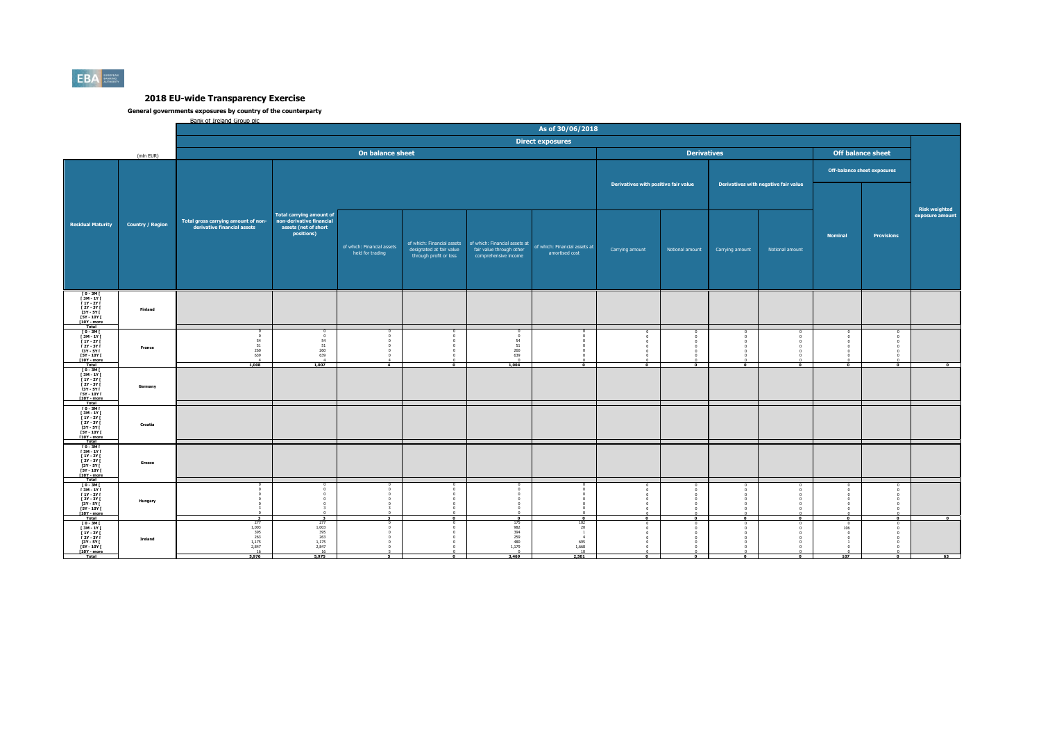# 2018 EU-wide Transparency Exercise

**General governments exposures by country of the counterparty**

Bank of Ireland Group plc

| | | As of 30/06/2018 | | | | | | | | | | | | |
|---|---|---|---|---|---|---|---|---|---|---|---|---|---|---|
| | | Direct exposures | | | | | | | | | | | | |
| (mln EUR) | | On balance sheet | | | | | | Derivatives | | | | Off balance sheet | | |
| | | | | | | | | Derivatives with positive fair value | | Derivatives with negative fair value | | Off-balance sheet exposures | | |
| Residual Maturity | Country / Region | Total gross carrying amount of non-derivative financial assets | Total carrying amount of non-derivative financial assets (net of short positions) | of which: Financial assets held for trading | of which: Financial assets designated at fair value through profit or loss | of which: Financial assets at fair value through other comprehensive income | of which: Financial assets at amortised cost | Carrying amount | Notional amount | Carrying amount | Notional amount | Nominal | Provisions | Risk weighted exposure amount |
| [ 0 - 3M [ | Finland | | | | | | | | | | | | | |
| [ 3M - 1Y [ | | | | | | | | | | | | | | |
| [ 1Y - 2Y [ | | | | | | | | | | | | | | |
| [ 2Y - 3Y [ | | | | | | | | | | | | | | |
| [3Y - 5Y [ | | | | | | | | | | | | | | |
| [5Y - 10Y [ | | | | | | | | | | | | | | |
| [10Y - more | | | | | | | | | | | | | | |
| Total | | | | | | | | | | | | | | |
| [ 0 - 3M [ | France | 0 | 0 | 0 | 0 | 0 | 0 | 0 | 0 | 0 | 0 | 0 | 0 | |
| [ 3M - 1Y [ | | 0 | 0 | 0 | 0 | 0 | 0 | 0 | 0 | 0 | 0 | 0 | 0 | |
| [ 1Y - 2Y [ | | 54 | 54 | 0 | 0 | 54 | 0 | 0 | 0 | 0 | 0 | 0 | 0 | |
| [ 2Y - 3Y [ | | 51 | 51 | 0 | 0 | 51 | 0 | 0 | 0 | 0 | 0 | 0 | 0 | |
| [3Y - 5Y [ | | 260 | 260 | 0 | 0 | 260 | 0 | 0 | 0 | 0 | 0 | 0 | 0 | |
| [5Y - 10Y [ | | 639 | 639 | 0 | 0 | 639 | 0 | 0 | 0 | 0 | 0 | 0 | 0 | |
| [10Y - more | | 4 | 4 | 4 | 0 | 0 | 0 | 0 | 0 | 0 | 0 | 0 | 0 | |
| Total | | 1,008 | 1,007 | 4 | 0 | 1,004 | 0 | 0 | 0 | 0 | 0 | 0 | 0 | 0 |
| [ 0 - 3M [ | Germany | | | | | | | | | | | | | |
| [ 3M - 1Y [ | | | | | | | | | | | | | | |
| [ 1Y - 2Y [ | | | | | | | | | | | | | | |
| [ 2Y - 3Y [ | | | | | | | | | | | | | | |
| [3Y - 5Y [ | | | | | | | | | | | | | | |
| [5Y - 10Y [ | | | | | | | | | | | | | | |
| [10Y - more | | | | | | | | | | | | | | |
| Total | | | | | | | | | | | | | | |
| [ 0 - 3M [ | Croatia | | | | | | | | | | | | | |
| [ 3M - 1Y [ | | | | | | | | | | | | | | |
| [ 1Y - 2Y [ | | | | | | | | | | | | | | |
| [ 2Y - 3Y [ | | | | | | | | | | | | | | |
| [3Y - 5Y [ | | | | | | | | | | | | | | |
| [5Y - 10Y [ | | | | | | | | | | | | | | |
| [10Y - more | | | | | | | | | | | | | | |
| Total | | | | | | | | | | | | | | |
| [ 0 - 3M [ | Greece | | | | | | | | | | | | | |
| [ 3M - 1Y [ | | | | | | | | | | | | | | |
| [ 1Y - 2Y [ | | | | | | | | | | | | | | |
| [ 2Y - 3Y [ | | | | | | | | | | | | | | |
| [3Y - 5Y [ | | | | | | | | | | | | | | |
| [5Y - 10Y [ | | | | | | | | | | | | | | |
| [10Y - more | | | | | | | | | | | | | | |
| Total | | | | | | | | | | | | | | |
| [ 0 - 3M [ | Hungary | 0 | 0 | 0 | 0 | 0 | 0 | 0 | 0 | 0 | 0 | 0 | 0 | |
| [ 3M - 1Y [ | | 0 | 0 | 0 | 0 | 0 | 0 | 0 | 0 | 0 | 0 | 0 | 0 | |
| [ 1Y - 2Y [ | | 0 | 0 | 0 | 0 | 0 | 0 | 0 | 0 | 0 | 0 | 0 | 0 | |
| [ 2Y - 3Y [ | | 0 | 0 | 0 | 0 | 0 | 0 | 0 | 0 | 0 | 0 | 0 | 0 | |
| [3Y - 5Y [ | | 0 | 0 | 0 | 0 | 0 | 0 | 0 | 0 | 0 | 0 | 0 | 0 | |
| [5Y - 10Y [ | | 3 | 3 | 3 | 0 | 0 | 0 | 0 | 0 | 0 | 0 | 0 | 0 | |
| [10Y - more | | 0 | 0 | 0 | 0 | 0 | 0 | 0 | 0 | 0 | 0 | 0 | 0 | |
| Total | | 3 | 3 | 3 | 0 | 0 | 0 | 0 | 0 | 0 | 0 | 0 | 0 | 0 |
| [ 0 - 3M [ | Ireland | 277 | 277 | 0 | 0 | 175 | 102 | 0 | 0 | 0 | 0 | 0 | 0 | |
| [ 3M - 1Y [ | | 1,003 | 1,003 | 0 | 0 | 982 | 20 | 0 | 0 | 0 | 0 | 106 | 0 | |
| [ 1Y - 2Y [ | | 395 | 395 | 0 | 0 | 394 | 1 | 0 | 0 | 0 | 0 | 0 | 0 | |
| [ 2Y - 3Y [ | | 263 | 263 | 0 | 0 | 259 | 4 | 0 | 0 | 0 | 0 | 0 | 0 | |
| [3Y - 5Y [ | | 1,175 | 1,175 | 0 | 0 | 480 | 695 | 0 | 0 | 0 | 0 | 1 | 0 | |
| [5Y - 10Y [ | | 2,847 | 2,847 | 0 | 0 | 1,179 | 1,668 | 0 | 0 | 0 | 0 | 0 | 0 | |
| [10Y - more | | 16 | 16 | 5 | 0 | 0 | 10 | 0 | 0 | 0 | 0 | 0 | 0 | |
| Total | | 5,976 | 5,975 | 5 | 0 | 3,469 | 2,501 | 0 | 0 | 0 | 0 | 107 | 0 | 63 |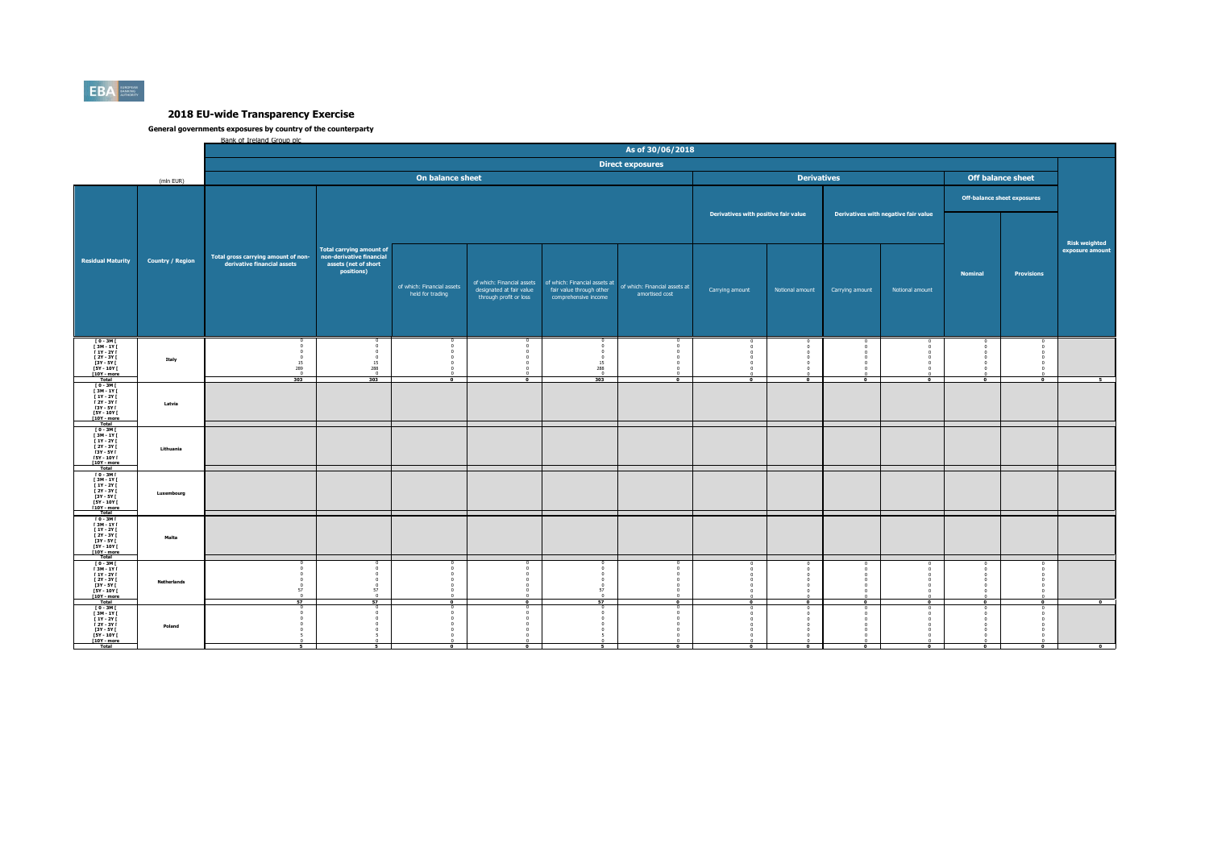# 2018 EU-wide Transparency Exercise

**General governments exposures by country of the counterparty**

Bank of Ireland Group plc

| | | As of 30/06/2018 | | | | | | | | | | | | |
|---|---|---|---|---|---|---|---|---|---|---|---|---|---|---|
| | | Direct exposures | | | | | | | | | | | | |
| (mln EUR) | | On balance sheet | | | | | | Derivatives | | | | Off balance sheet | | |
| | | | | | | | | Derivatives with positive fair value | | Derivatives with negative fair value | | Off-balance sheet exposures | | |
| Residual Maturity | Country / Region | Total gross carrying amount of non-derivative financial assets | Total carrying amount of non-derivative financial assets (net of short positions) | of which: Financial assets held for trading | of which: Financial assets designated at fair value through profit or loss | of which: Financial assets at fair value through other comprehensive income | of which: Financial assets at amortised cost | Carrying amount | Notional amount | Carrying amount | Notional amount | Nominal | Provisions | Risk weighted exposure amount |
| [ 0 - 3M [ | Italy | 0 | 0 | 0 | 0 | 0 | 0 | 0 | 0 | 0 | 0 | 0 | 0 | |
| [ 3M - 1Y [ | | 0 | 0 | 0 | 0 | 0 | 0 | 0 | 0 | 0 | 0 | 0 | 0 | |
| [ 1Y - 2Y [ | | 0 | 0 | 0 | 0 | 0 | 0 | 0 | 0 | 0 | 0 | 0 | 0 | |
| [ 2Y - 3Y [ | | 0 | 0 | 0 | 0 | 0 | 0 | 0 | 0 | 0 | 0 | 0 | 0 | |
| [3Y - 5Y [ | | 15 | 15 | 0 | 0 | 15 | 0 | 0 | 0 | 0 | 0 | 0 | 0 | |
| [5Y - 10Y [ | | 289 | 288 | 0 | 0 | 288 | 0 | 0 | 0 | 0 | 0 | 0 | 0 | |
| [10Y - more | | 0 | 0 | 0 | 0 | 0 | 0 | 0 | 0 | 0 | 0 | 0 | 0 | |
| Total | | 303 | 303 | 0 | 0 | 303 | 0 | 0 | 0 | 0 | 0 | 0 | 0 | 5 |
| [ 0 - 3M [ | Latvia | | | | | | | | | | | | | |
| [ 3M - 1Y [ | | | | | | | | | | | | | | |
| [ 1Y - 2Y [ | | | | | | | | | | | | | | |
| [ 2Y - 3Y [ | | | | | | | | | | | | | | |
| [3Y - 5Y [ | | | | | | | | | | | | | | |
| [5Y - 10Y [ | | | | | | | | | | | | | | |
| [10Y - more | | | | | | | | | | | | | | |
| Total | | | | | | | | | | | | | | |
| [ 0 - 3M [ | Lithuania | | | | | | | | | | | | | |
| [ 3M - 1Y [ | | | | | | | | | | | | | | |
| [ 1Y - 2Y [ | | | | | | | | | | | | | | |
| [ 2Y - 3Y [ | | | | | | | | | | | | | | |
| [3Y - 5Y [ | | | | | | | | | | | | | | |
| [5Y - 10Y [ | | | | | | | | | | | | | | |
| [10Y - more | | | | | | | | | | | | | | |
| Total | | | | | | | | | | | | | | |
| [ 0 - 3M [ | Luxembourg | | | | | | | | | | | | | |
| [ 3M - 1Y [ | | | | | | | | | | | | | | |
| [ 1Y - 2Y [ | | | | | | | | | | | | | | |
| [ 2Y - 3Y [ | | | | | | | | | | | | | | |
| [3Y - 5Y [ | | | | | | | | | | | | | | |
| [5Y - 10Y [ | | | | | | | | | | | | | | |
| [10Y - more | | | | | | | | | | | | | | |
| Total | | | | | | | | | | | | | | |
| [ 0 - 3M [ | Malta | | | | | | | | | | | | | |
| [ 3M - 1Y [ | | | | | | | | | | | | | | |
| [ 1Y - 2Y [ | | | | | | | | | | | | | | |
| [ 2Y - 3Y [ | | | | | | | | | | | | | | |
| [3Y - 5Y [ | | | | | | | | | | | | | | |
| [5Y - 10Y [ | | | | | | | | | | | | | | |
| [10Y - more | | | | | | | | | | | | | | |
| Total | | | | | | | | | | | | | | |
| [ 0 - 3M [ | Netherlands | 0 | 0 | 0 | 0 | 0 | 0 | 0 | 0 | 0 | 0 | 0 | 0 | |
| [ 3M - 1Y [ | | 0 | 0 | 0 | 0 | 0 | 0 | 0 | 0 | 0 | 0 | 0 | 0 | |
| [ 1Y - 2Y [ | | 0 | 0 | 0 | 0 | 0 | 0 | 0 | 0 | 0 | 0 | 0 | 0 | |
| [ 2Y - 3Y [ | | 0 | 0 | 0 | 0 | 0 | 0 | 0 | 0 | 0 | 0 | 0 | 0 | |
| [3Y - 5Y [ | | 0 | 0 | 0 | 0 | 0 | 0 | 0 | 0 | 0 | 0 | 0 | 0 | |
| [5Y - 10Y [ | | 57 | 57 | 0 | 0 | 57 | 0 | 0 | 0 | 0 | 0 | 0 | 0 | |
| [10Y - more | | 0 | 0 | 0 | 0 | 0 | 0 | 0 | 0 | 0 | 0 | 0 | 0 | |
| Total | | 57 | 57 | 0 | 0 | 57 | 0 | 0 | 0 | 0 | 0 | 0 | 0 | 0 |
| [ 0 - 3M [ | Poland | 0 | 0 | 0 | 0 | 0 | 0 | 0 | 0 | 0 | 0 | 0 | 0 | |
| [ 3M - 1Y [ | | 0 | 0 | 0 | 0 | 0 | 0 | 0 | 0 | 0 | 0 | 0 | 0 | |
| [ 1Y - 2Y [ | | 0 | 0 | 0 | 0 | 0 | 0 | 0 | 0 | 0 | 0 | 0 | 0 | |
| [ 2Y - 3Y [ | | 0 | 0 | 0 | 0 | 0 | 0 | 0 | 0 | 0 | 0 | 0 | 0 | |
| [3Y - 5Y [ | | 0 | 0 | 0 | 0 | 0 | 0 | 0 | 0 | 0 | 0 | 0 | 0 | |
| [5Y - 10Y [ | | 5 | 5 | 0 | 0 | 5 | 0 | 0 | 0 | 0 | 0 | 0 | 0 | |
| [10Y - more | | 0 | 0 | 0 | 0 | 0 | 0 | 0 | 0 | 0 | 0 | 0 | 0 | |
| Total | | 5 | 5 | 0 | 0 | 5 | 0 | 0 | 0 | 0 | 0 | 0 | 0 | 0 |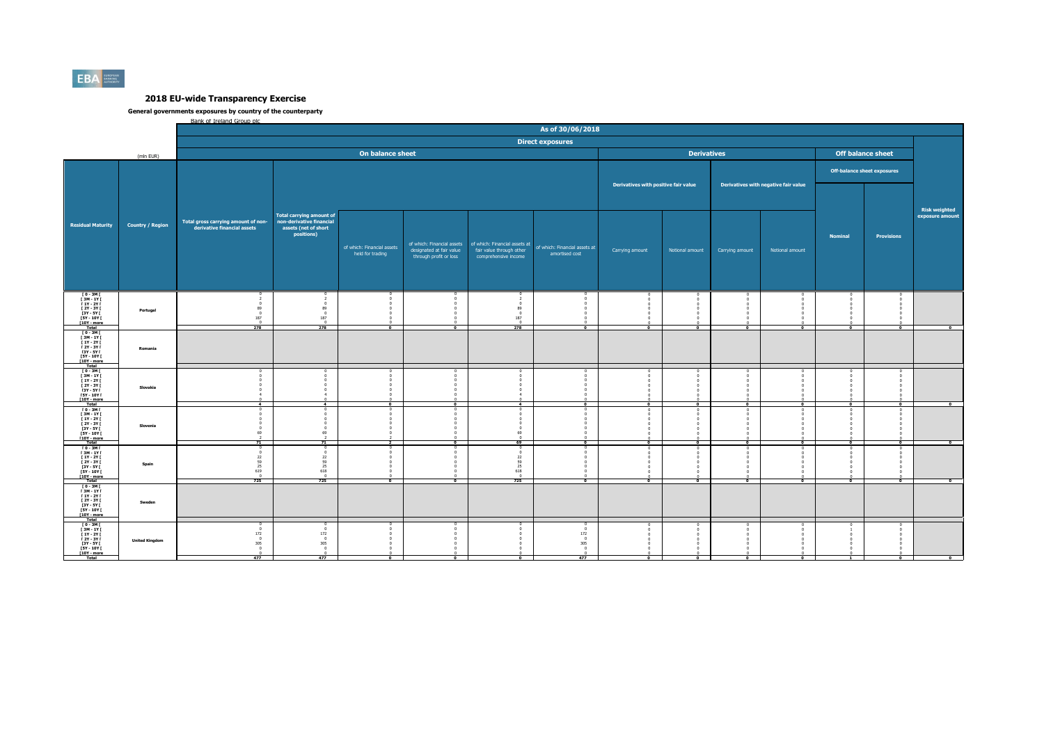# 2018 EU-wide Transparency Exercise

**General governments exposures by country of the counterparty**

Bank of Ireland Group plc

(mln EUR)

As of 30/06/2018 — Direct exposures

| Residual Maturity | Country / Region | On balance sheet: Total gross carrying amount of non-derivative financial assets | Total carrying amount of non-derivative financial assets (net of short positions) | of which: Financial assets held for trading | of which: Financial assets designated at fair value through profit or loss | of which: Financial assets at fair value through other comprehensive income | of which: Financial assets at amortised cost | Derivatives with positive fair value: Carrying amount | Derivatives with positive fair value: Notional amount | Derivatives with negative fair value: Carrying amount | Derivatives with negative fair value: Notional amount | Off-balance sheet exposures: Nominal | Off-balance sheet exposures: Provisions | Risk weighted exposure amount |
|---|---|---|---|---|---|---|---|---|---|---|---|---|---|---|
| [ 0 - 3M [ | Portugal | 0 | 0 | 0 | 0 | 0 | 0 | 0 | 0 | 0 | 0 | 0 | 0 | |
| [ 3M - 1Y [ | | 2 | 2 | 0 | 0 | 2 | 0 | 0 | 0 | 0 | 0 | 0 | 0 | |
| [ 1Y - 2Y [ | | 0 | 0 | 0 | 0 | 0 | 0 | 0 | 0 | 0 | 0 | 0 | 0 | |
| [ 2Y - 3Y [ | | 89 | 89 | 0 | 0 | 89 | 0 | 0 | 0 | 0 | 0 | 0 | 0 | |
| [3Y - 5Y [ | | 0 | 0 | 0 | 0 | 0 | 0 | 0 | 0 | 0 | 0 | 0 | 0 | |
| [5Y - 10Y [ | | 187 | 187 | 0 | 0 | 187 | 0 | 0 | 0 | 0 | 0 | 0 | 0 | |
| [10Y - more | | 0 | 0 | 0 | 0 | 0 | 0 | 0 | 0 | 0 | 0 | 0 | 0 | |
| Total | | 278 | 278 | 0 | 0 | 278 | 0 | 0 | 0 | 0 | 0 | 0 | 0 | 0 |
| [ 0 - 3M [ | Romania | | | | | | | | | | | | | |
| [ 3M - 1Y [ | | | | | | | | | | | | | | |
| [ 1Y - 2Y [ | | | | | | | | | | | | | | |
| [ 2Y - 3Y [ | | | | | | | | | | | | | | |
| [3Y - 5Y [ | | | | | | | | | | | | | | |
| [5Y - 10Y [ | | | | | | | | | | | | | | |
| [10Y - more | | | | | | | | | | | | | | |
| Total | | | | | | | | | | | | | | |
| [ 0 - 3M [ | Slovakia | 0 | 0 | 0 | 0 | 0 | 0 | 0 | 0 | 0 | 0 | 0 | 0 | |
| [ 3M - 1Y [ | | 0 | 0 | 0 | 0 | 0 | 0 | 0 | 0 | 0 | 0 | 0 | 0 | |
| [ 1Y - 2Y [ | | 0 | 0 | 0 | 0 | 0 | 0 | 0 | 0 | 0 | 0 | 0 | 0 | |
| [ 2Y - 3Y [ | | 0 | 0 | 0 | 0 | 0 | 0 | 0 | 0 | 0 | 0 | 0 | 0 | |
| [3Y - 5Y [ | | 0 | 0 | 0 | 0 | 0 | 0 | 0 | 0 | 0 | 0 | 0 | 0 | |
| [5Y - 10Y [ | | 4 | 4 | 0 | 0 | 4 | 0 | 0 | 0 | 0 | 0 | 0 | 0 | |
| [10Y - more | | 0 | 0 | 0 | 0 | 0 | 0 | 0 | 0 | 0 | 0 | 0 | 0 | |
| Total | | 4 | 4 | 0 | 0 | 4 | 0 | 0 | 0 | 0 | 0 | 0 | 0 | 0 |
| [ 0 - 3M [ | Slovenia | 0 | 0 | 0 | 0 | 0 | 0 | 0 | 0 | 0 | 0 | 0 | 0 | |
| [ 3M - 1Y [ | | 0 | 0 | 0 | 0 | 0 | 0 | 0 | 0 | 0 | 0 | 0 | 0 | |
| [ 1Y - 2Y [ | | 0 | 0 | 0 | 0 | 0 | 0 | 0 | 0 | 0 | 0 | 0 | 0 | |
| [ 2Y - 3Y [ | | 0 | 0 | 0 | 0 | 0 | 0 | 0 | 0 | 0 | 0 | 0 | 0 | |
| [3Y - 5Y [ | | 0 | 0 | 0 | 0 | 0 | 0 | 0 | 0 | 0 | 0 | 0 | 0 | |
| [5Y - 10Y [ | | 69 | 69 | 0 | 0 | 69 | 0 | 0 | 0 | 0 | 0 | 0 | 0 | |
| [10Y - more | | 2 | 2 | 2 | 0 | 0 | 0 | 0 | 0 | 0 | 0 | 0 | 0 | |
| Total | | 71 | 71 | 2 | 0 | 69 | 0 | 0 | 0 | 0 | 0 | 0 | 0 | 0 |
| [ 0 - 3M [ | Spain | 0 | 0 | 0 | 0 | 0 | 0 | 0 | 0 | 0 | 0 | 0 | 0 | |
| [ 3M - 1Y [ | | 0 | 0 | 0 | 0 | 0 | 0 | 0 | 0 | 0 | 0 | 0 | 0 | |
| [ 1Y - 2Y [ | | 22 | 22 | 0 | 0 | 22 | 0 | 0 | 0 | 0 | 0 | 0 | 0 | |
| [ 2Y - 3Y [ | | 59 | 59 | 0 | 0 | 59 | 0 | 0 | 0 | 0 | 0 | 0 | 0 | |
| [3Y - 5Y [ | | 25 | 25 | 0 | 0 | 25 | 0 | 0 | 0 | 0 | 0 | 0 | 0 | |
| [5Y - 10Y [ | | 619 | 618 | 0 | 0 | 618 | 0 | 0 | 0 | 0 | 0 | 0 | 0 | |
| [10Y - more | | 0 | 0 | 0 | 0 | 0 | 0 | 0 | 0 | 0 | 0 | 0 | 0 | |
| Total | | 725 | 725 | 0 | 0 | 725 | 0 | 0 | 0 | 0 | 0 | 0 | 0 | 0 |
| [ 0 - 3M [ | Sweden | | | | | | | | | | | | | |
| [ 3M - 1Y [ | | | | | | | | | | | | | | |
| [ 1Y - 2Y [ | | | | | | | | | | | | | | |
| [ 2Y - 3Y [ | | | | | | | | | | | | | | |
| [3Y - 5Y [ | | | | | | | | | | | | | | |
| [5Y - 10Y [ | | | | | | | | | | | | | | |
| [10Y - more | | | | | | | | | | | | | | |
| Total | | | | | | | | | | | | | | |
| [ 0 - 3M [ | United Kingdom | 0 | 0 | 0 | 0 | 0 | 0 | 0 | 0 | 0 | 0 | 0 | 0 | |
| [ 3M - 1Y [ | | 0 | 0 | 0 | 0 | 0 | 0 | 0 | 0 | 0 | 0 | 1 | 0 | |
| [ 1Y - 2Y [ | | 172 | 172 | 0 | 0 | 0 | 172 | 0 | 0 | 0 | 0 | 0 | 0 | |
| [ 2Y - 3Y [ | | 0 | 0 | 0 | 0 | 0 | 0 | 0 | 0 | 0 | 0 | 0 | 0 | |
| [3Y - 5Y [ | | 305 | 305 | 0 | 0 | 0 | 305 | 0 | 0 | 0 | 0 | 0 | 0 | |
| [5Y - 10Y [ | | 0 | 0 | 0 | 0 | 0 | 0 | 0 | 0 | 0 | 0 | 0 | 0 | |
| [10Y - more | | 0 | 0 | 0 | 0 | 0 | 0 | 0 | 0 | 0 | 0 | 0 | 0 | |
| Total | | 477 | 477 | 0 | 0 | 0 | 477 | 0 | 0 | 0 | 0 | 1 | 0 | 0 |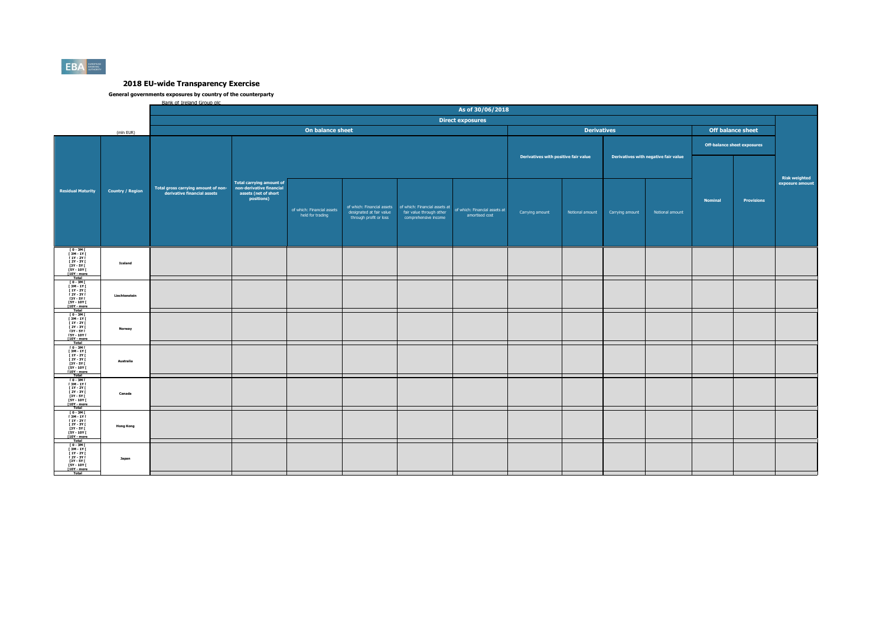## 2018 EU-wide Transparency Exercise

**General governments exposures by country of the counterparty**

Bank of Ireland Group plc

| | | As of 30/06/2018 | | | | | | | | | | | | |
|---|---|---|---|---|---|---|---|---|---|---|---|---|---|---|
| | | Direct exposures | | | | | | | | | | | | |
| (mln EUR) | | On balance sheet | | | | | | Derivatives | | | | Off balance sheet | | |
| | | | | | | | | Derivatives with positive fair value | | Derivatives with negative fair value | | Off-balance sheet exposures | | |
| Residual Maturity | Country / Region | Total gross carrying amount of non-derivative financial assets | Total carrying amount of non-derivative financial assets (net of short positions) | of which: Financial assets held for trading | of which: Financial assets designated at fair value through profit or loss | of which: Financial assets at fair value through other comprehensive income | of which: Financial assets at amortised cost | Carrying amount | Notional amount | Carrying amount | Notional amount | Nominal | Provisions | Risk weighted exposure amount |
| [ 0 - 3M [ | Iceland | | | | | | | | | | | | | |
| [ 3M - 1Y [ | | | | | | | | | | | | | | |
| [ 1Y - 2Y [ | | | | | | | | | | | | | | |
| [ 2Y - 3Y [ | | | | | | | | | | | | | | |
| [3Y - 5Y [ | | | | | | | | | | | | | | |
| [5Y - 10Y [ | | | | | | | | | | | | | | |
| [10Y - more | | | | | | | | | | | | | | |
| Total | | | | | | | | | | | | | | |
| [ 0 - 3M [ | Liechtenstein | | | | | | | | | | | | | |
| [ 3M - 1Y [ | | | | | | | | | | | | | | |
| [ 1Y - 2Y [ | | | | | | | | | | | | | | |
| [ 2Y - 3Y [ | | | | | | | | | | | | | | |
| [3Y - 5Y [ | | | | | | | | | | | | | | |
| [5Y - 10Y [ | | | | | | | | | | | | | | |
| [10Y - more | | | | | | | | | | | | | | |
| Total | | | | | | | | | | | | | | |
| [ 0 - 3M [ | Norway | | | | | | | | | | | | | |
| [ 3M - 1Y [ | | | | | | | | | | | | | | |
| [ 1Y - 2Y [ | | | | | | | | | | | | | | |
| [ 2Y - 3Y [ | | | | | | | | | | | | | | |
| [3Y - 5Y [ | | | | | | | | | | | | | | |
| [5Y - 10Y [ | | | | | | | | | | | | | | |
| [10Y - more | | | | | | | | | | | | | | |
| Total | | | | | | | | | | | | | | |
| [ 0 - 3M [ | Australia | | | | | | | | | | | | | |
| [ 3M - 1Y [ | | | | | | | | | | | | | | |
| [ 1Y - 2Y [ | | | | | | | | | | | | | | |
| [ 2Y - 3Y [ | | | | | | | | | | | | | | |
| [3Y - 5Y [ | | | | | | | | | | | | | | |
| [5Y - 10Y [ | | | | | | | | | | | | | | |
| [10Y - more | | | | | | | | | | | | | | |
| Total | | | | | | | | | | | | | | |
| [ 0 - 3M [ | Canada | | | | | | | | | | | | | |
| [ 3M - 1Y [ | | | | | | | | | | | | | | |
| [ 1Y - 2Y [ | | | | | | | | | | | | | | |
| [ 2Y - 3Y [ | | | | | | | | | | | | | | |
| [3Y - 5Y [ | | | | | | | | | | | | | | |
| [5Y - 10Y [ | | | | | | | | | | | | | | |
| [10Y - more | | | | | | | | | | | | | | |
| Total | | | | | | | | | | | | | | |
| [ 0 - 3M [ | Hong Kong | | | | | | | | | | | | | |
| [ 3M - 1Y [ | | | | | | | | | | | | | | |
| [ 1Y - 2Y [ | | | | | | | | | | | | | | |
| [ 2Y - 3Y [ | | | | | | | | | | | | | | |
| [3Y - 5Y [ | | | | | | | | | | | | | | |
| [5Y - 10Y [ | | | | | | | | | | | | | | |
| [10Y - more | | | | | | | | | | | | | | |
| Total | | | | | | | | | | | | | | |
| [ 0 - 3M [ | Japan | | | | | | | | | | | | | |
| [ 3M - 1Y [ | | | | | | | | | | | | | | |
| [ 1Y - 2Y [ | | | | | | | | | | | | | | |
| [ 2Y - 3Y [ | | | | | | | | | | | | | | |
| [3Y - 5Y [ | | | | | | | | | | | | | | |
| [5Y - 10Y [ | | | | | | | | | | | | | | |
| [10Y - more | | | | | | | | | | | | | | |
| Total | | | | | | | | | | | | | | |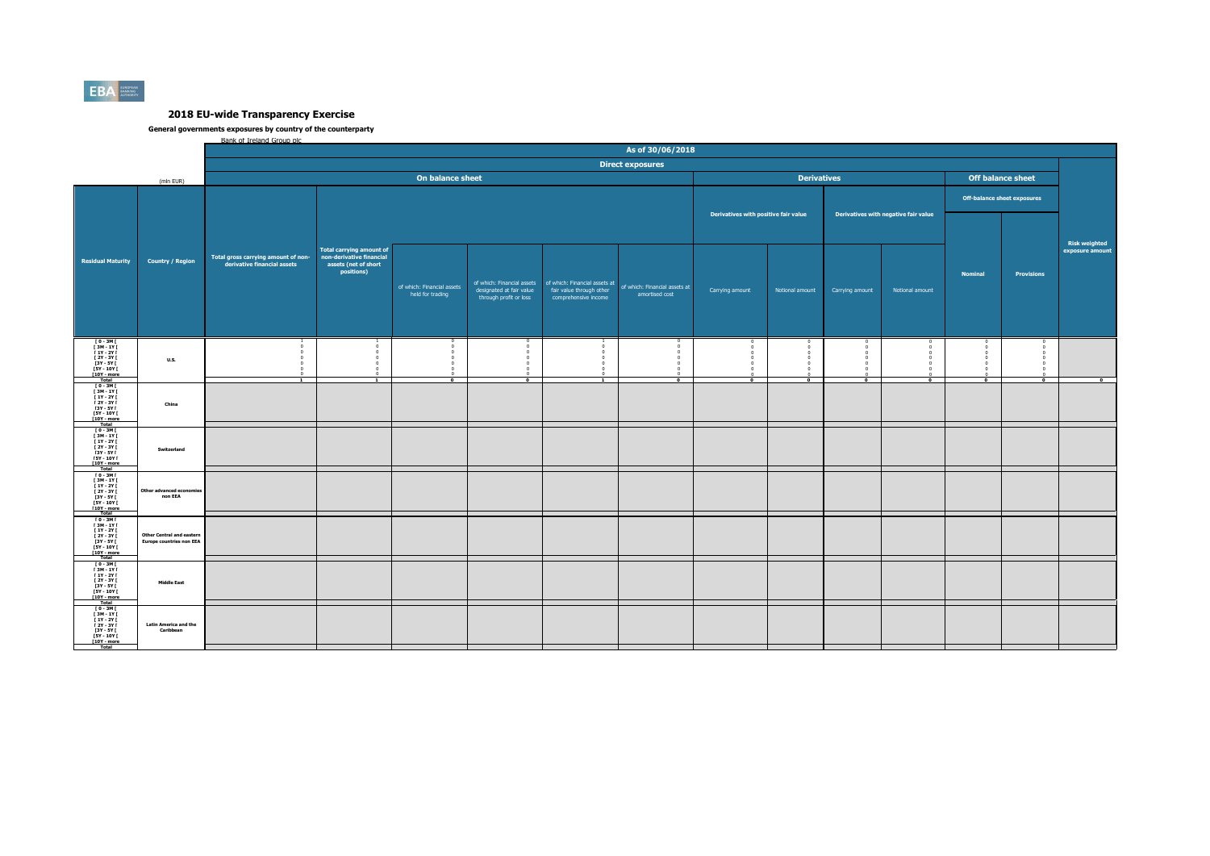# 2018 EU-wide Transparency Exercise

**General governments exposures by country of the counterparty**

Bank of Ireland Group plc

| (mln EUR) | | As of 30/06/2018 | | | | | | | | | | | | |
|---|---|---|---|---|---|---|---|---|---|---|---|---|---|---|
| | | Direct exposures | | | | | | | | | | | | |
| | | On balance sheet | | | | | | Derivatives | | | | Off balance sheet | | |
| | | | | | | | | Derivatives with positive fair value | | Derivatives with negative fair value | | Off-balance sheet exposures | | |
| Residual Maturity | Country / Region | Total gross carrying amount of non-derivative financial assets | Total carrying amount of non-derivative financial assets (net of short positions) | of which: Financial assets held for trading | of which: Financial assets designated at fair value through profit or loss | of which: Financial assets at fair value through other comprehensive income | of which: Financial assets at amortised cost | Carrying amount | Notional amount | Carrying amount | Notional amount | Nominal | Provisions | Risk weighted exposure amount |
| [ 0 - 3M [ | U.S. | 1 | 1 | 0 | 0 | 1 | 0 | 0 | 0 | 0 | 0 | 0 | 0 | |
| [ 3M - 1Y [ | | 0 | 0 | 0 | 0 | 0 | 0 | 0 | 0 | 0 | 0 | 0 | 0 | |
| [ 1Y - 2Y [ | | 0 | 0 | 0 | 0 | 0 | 0 | 0 | 0 | 0 | 0 | 0 | 0 | |
| [ 2Y - 3Y [ | | 0 | 0 | 0 | 0 | 0 | 0 | 0 | 0 | 0 | 0 | 0 | 0 | |
| [3Y - 5Y [ | | 0 | 0 | 0 | 0 | 0 | 0 | 0 | 0 | 0 | 0 | 0 | 0 | |
| [5Y - 10Y [ | | 0 | 0 | 0 | 0 | 0 | 0 | 0 | 0 | 0 | 0 | 0 | 0 | |
| [10Y - more | | 0 | 0 | 0 | 0 | 0 | 0 | 0 | 0 | 0 | 0 | 0 | 0 | |
| Total | | 1 | 1 | 0 | 0 | 1 | 0 | 0 | 0 | 0 | 0 | 0 | 0 | 0 |
| [ 0 - 3M [ | China | | | | | | | | | | | | | |
| [ 3M - 1Y [ | | | | | | | | | | | | | | |
| [ 1Y - 2Y [ | | | | | | | | | | | | | | |
| [ 2Y - 3Y [ | | | | | | | | | | | | | | |
| [3Y - 5Y [ | | | | | | | | | | | | | | |
| [5Y - 10Y [ | | | | | | | | | | | | | | |
| [10Y - more | | | | | | | | | | | | | | |
| Total | | | | | | | | | | | | | | |
| [ 0 - 3M [ | Switzerland | | | | | | | | | | | | | |
| [ 3M - 1Y [ | | | | | | | | | | | | | | |
| [ 1Y - 2Y [ | | | | | | | | | | | | | | |
| [ 2Y - 3Y [ | | | | | | | | | | | | | | |
| [3Y - 5Y [ | | | | | | | | | | | | | | |
| [5Y - 10Y [ | | | | | | | | | | | | | | |
| [10Y - more | | | | | | | | | | | | | | |
| Total | | | | | | | | | | | | | | |
| [ 0 - 3M [ | Other advanced economies non EEA | | | | | | | | | | | | | |
| [ 3M - 1Y [ | | | | | | | | | | | | | | |
| [ 1Y - 2Y [ | | | | | | | | | | | | | | |
| [ 2Y - 3Y [ | | | | | | | | | | | | | | |
| [3Y - 5Y [ | | | | | | | | | | | | | | |
| [5Y - 10Y [ | | | | | | | | | | | | | | |
| [10Y - more | | | | | | | | | | | | | | |
| Total | | | | | | | | | | | | | | |
| [ 0 - 3M [ | Other Central and eastern Europe countries non EEA | | | | | | | | | | | | | |
| [ 3M - 1Y [ | | | | | | | | | | | | | | |
| [ 1Y - 2Y [ | | | | | | | | | | | | | | |
| [ 2Y - 3Y [ | | | | | | | | | | | | | | |
| [3Y - 5Y [ | | | | | | | | | | | | | | |
| [5Y - 10Y [ | | | | | | | | | | | | | | |
| [10Y - more | | | | | | | | | | | | | | |
| Total | | | | | | | | | | | | | | |
| [ 0 - 3M [ | Middle East | | | | | | | | | | | | | |
| [ 3M - 1Y [ | | | | | | | | | | | | | | |
| [ 1Y - 2Y [ | | | | | | | | | | | | | | |
| [ 2Y - 3Y [ | | | | | | | | | | | | | | |
| [3Y - 5Y [ | | | | | | | | | | | | | | |
| [5Y - 10Y [ | | | | | | | | | | | | | | |
| [10Y - more | | | | | | | | | | | | | | |
| Total | | | | | | | | | | | | | | |
| [ 0 - 3M [ | Latin America and the Caribbean | | | | | | | | | | | | | |
| [ 3M - 1Y [ | | | | | | | | | | | | | | |
| [ 1Y - 2Y [ | | | | | | | | | | | | | | |
| [ 2Y - 3Y [ | | | | | | | | | | | | | | |
| [3Y - 5Y [ | | | | | | | | | | | | | | |
| [5Y - 10Y [ | | | | | | | | | | | | | | |
| [10Y - more | | | | | | | | | | | | | | |
| Total | | | | | | | | | | | | | | |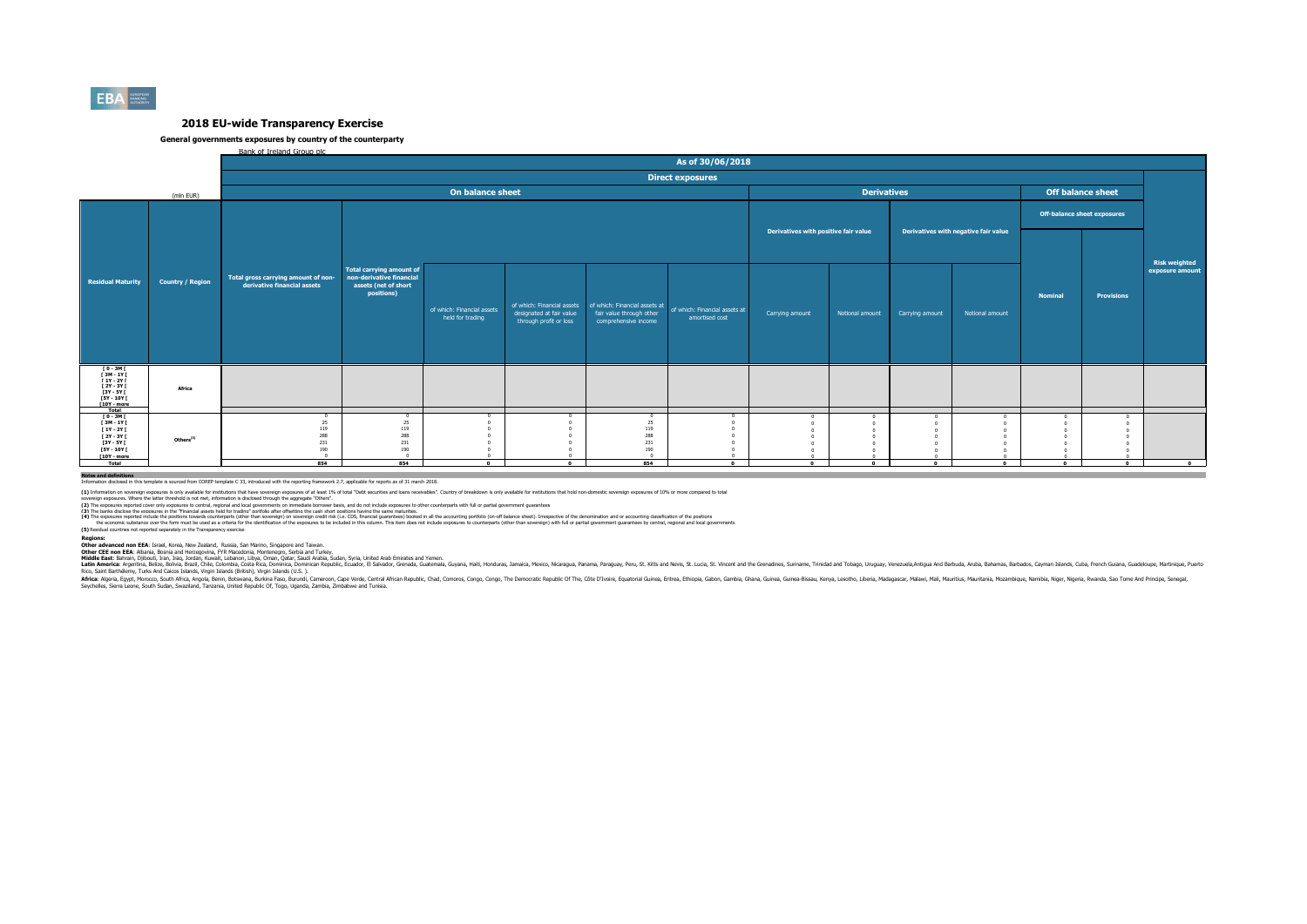# 2018 EU-wide Transparency Exercise

## General governments exposures by country of the counterparty

Bank of Ireland Group plc

| | | As of 30/06/2018 | | | | | | | | | | | | |
|---|---|---|---|---|---|---|---|---|---|---|---|---|---|---|
| | | Direct exposures | | | | | | | | | | | | |
| (mln EUR) | | On balance sheet | | | | | | Derivatives | | | | Off balance sheet | | |
| | | | | | | | | Derivatives with positive fair value | | Derivatives with negative fair value | | Off-balance sheet exposures | | |
| **Residual Maturity** | **Country / Region** | **Total gross carrying amount of non-derivative financial assets** | **Total carrying amount of non-derivative financial assets (net of short positions)** | of which: Financial assets held for trading | of which: Financial assets designated at fair value through profit or loss | of which: Financial assets at fair value through other comprehensive income | of which: Financial assets at amortised cost | Carrying amount | Notional amount | Carrying amount | Notional amount | **Nominal** | **Provisions** | **Risk weighted exposure amount** |
| [ 0 - 3M [ | Africa | | | | | | | | | | | | | |
| [ 3M - 1Y [ | | | | | | | | | | | | | | |
| [ 1Y - 2Y [ | | | | | | | | | | | | | | |
| [ 2Y - 3Y [ | | | | | | | | | | | | | | |
| [3Y - 5Y [ | | | | | | | | | | | | | | |
| [5Y - 10Y [ | | | | | | | | | | | | | | |
| [10Y - more | | | | | | | | | | | | | | |
| Total | | | | | | | | | | | | | | |
| [ 0 - 3M [ | Others[(5)] | 0 | 0 | 0 | 0 | 0 | 0 | 0 | 0 | 0 | 0 | 0 | 0 | |
| [ 3M - 1Y [ | | 25 | 25 | 0 | 0 | 25 | 0 | 0 | 0 | 0 | 0 | 0 | 0 | |
| [ 1Y - 2Y [ | | 119 | 119 | 0 | 0 | 119 | 0 | 0 | 0 | 0 | 0 | 0 | 0 | |
| [ 2Y - 3Y [ | | 288 | 288 | 0 | 0 | 288 | 0 | 0 | 0 | 0 | 0 | 0 | 0 | |
| [3Y - 5Y [ | | 231 | 231 | 0 | 0 | 231 | 0 | 0 | 0 | 0 | 0 | 0 | 0 | |
| [5Y - 10Y [ | | 190 | 190 | 0 | 0 | 190 | 0 | 0 | 0 | 0 | 0 | 0 | 0 | |
| [10Y - more | | 0 | 0 | 0 | 0 | 0 | 0 | 0 | 0 | 0 | 0 | 0 | 0 | |
| **Total** | | **854** | **854** | **0** | **0** | **854** | **0** | **0** | **0** | **0** | **0** | **0** | **0** | **0** |

**Notes and definitions**

Information disclosed in this template is sourced from COREP template C 33, introduced with the reporting framework 2.7, applicable for reports as of 31 march 2018.

**(1)** Information on sovereign exposures is only available for institutions that have sovereign exposures of at least 1% of total "Debt securities and loans receivables". Country of breakdown is only available for institutions that hold non-domestic sovereign exposures of 10% or more compared to total sovereign exposures. Where the latter threshold is not met, information is disclosed through the aggregate "Others".

**(2)** The exposures reported cover only exposures to central, regional and local governments on immediate borrower basis, and do not include exposures to other counterparts with full or partial government guarantees

**(3)** The banks disclose the exposures in the "Financial assets held for trading" portfolio after offsetting the cash short positions having the same maturities.

**(4)** The exposures reported include the positions towards counterparts (other than sovereign) on sovereign credit risk (i.e. CDS, financial guarantees) booked in all the accounting portfolio (on-off balance sheet). Irrespective of the denomination and or accounting classification of the positions the economic substance over the form must be used as a criteria for the identification of the exposures to be included in this column. This item does not include exposures to counterparts (other than sovereign) with full or partial government guarantees by central, regional and local governments

**(5)** Residual countries not reported separately in the Transparency exercise

**Regions:**

**Other advanced non EEA**: Israel, Korea, New Zealand, Russia, San Marino, Singapore and Taiwan.

**Other CEE non EEA**: Albania, Bosnia and Herzegovina, FYR Macedonia, Montenegro, Serbia and Turkey.

**Middle East**: Bahrain, Djibouti, Iran, Iraq, Jordan, Kuwait, Lebanon, Libya, Oman, Qatar, Saudi Arabia, Sudan, Syria, United Arab Emirates and Yemen.

**Latin America**: Argentina, Belize, Bolivia, Brazil, Chile, Colombia, Costa Rica, Dominica, Dominican Republic, Ecuador, El Salvador, Grenada, Guatemala, Guyana, Haiti, Honduras, Jamaica, Mexico, Nicaragua, Panama, Paraguay, Peru, St. Kitts and Nevis, St. Lucia, St. Vincent and the Grenadines, Suriname, Trinidad and Tobago, Uruguay, Venezuela,Antigua And Barbuda, Aruba, Bahamas, Barbados, Cayman Islands, Cuba, French Guiana, Guadeloupe, Martinique, Puerto Rico, Saint Barthélemy, Turks And Caicos Islands, Virgin Islands (British), Virgin Islands (U.S. ).

**Africa**: Algeria, Egypt, Morocco, South Africa, Angola, Benin, Botswana, Burkina Faso, Burundi, Cameroon, Cape Verde, Central African Republic, Chad, Comoros, Congo, Congo, The Democratic Republic Of The, Côte D'Ivoire, Equatorial Guinea, Eritrea, Ethiopia, Gabon, Gambia, Ghana, Guinea, Guinea-Bissau, Kenya, Lesotho, Liberia, Madagascar, Malawi, Mali, Mauritius, Mauritania, Mozambique, Namibia, Niger, Nigeria, Rwanda, Sao Tome And Principe, Senegal, Seychelles, Sierra Leone, South Sudan, Swaziland, Tanzania, United Republic Of, Togo, Uganda, Zambia, Zimbabwe and Tunisia.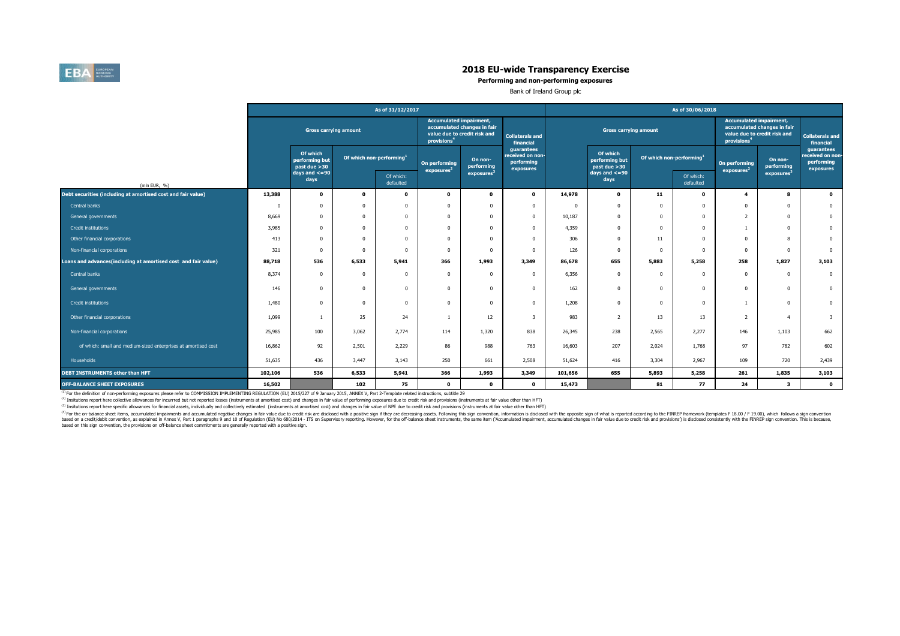# 2018 EU-wide Transparency Exercise

**Performing and non-performing exposures**

Bank of Ireland Group plc

| (mln EUR, %) | As of 31/12/2017 | | | | | | | As of 30/06/2018 | | | | | | |
|---|---|---|---|---|---|---|---|---|---|---|---|---|---|---|
| | Gross carrying amount | | | | Accumulated impairment, accumulated changes in fair value due to credit risk and provisions[4] | | Collaterals and financial guarantees received on non-performing exposures | Gross carrying amount | | | | Accumulated impairment, accumulated changes in fair value due to credit risk and provisions[4] | | Collaterals and financial guarantees received on non-performing exposures |
| | | Of which performing but past due >30 days and <=90 days | Of which non-performing[1] | | On performing exposures[2] | On non-performing exposures[3] | | | Of which performing but past due >30 days and <=90 days | Of which non-performing[1] | | On performing exposures[2] | On non-performing exposures[3] | |
| | | | | Of which: defaulted | | | | | | | Of which: defaulted | | | |
| **Debt securities (including at amortised cost and fair value)** | **13,388** | **0** | **0** | **0** | **0** | **0** | **0** | **14,978** | **0** | **11** | **0** | **4** | **8** | **0** |
| Central banks | 0 | 0 | 0 | 0 | 0 | 0 | 0 | 0 | 0 | 0 | 0 | 0 | 0 | 0 |
| General governments | 8,669 | 0 | 0 | 0 | 0 | 0 | 0 | 10,187 | 0 | 0 | 0 | 2 | 0 | 0 |
| Credit institutions | 3,985 | 0 | 0 | 0 | 0 | 0 | 0 | 4,359 | 0 | 0 | 0 | 1 | 0 | 0 |
| Other financial corporations | 413 | 0 | 0 | 0 | 0 | 0 | 0 | 306 | 0 | 11 | 0 | 0 | 8 | 0 |
| Non-financial corporations | 321 | 0 | 0 | 0 | 0 | 0 | 0 | 126 | 0 | 0 | 0 | 0 | 0 | 0 |
| **Loans and advances(including at amortised cost and fair value)** | **88,718** | **536** | **6,533** | **5,941** | **366** | **1,993** | **3,349** | **86,678** | **655** | **5,883** | **5,258** | **258** | **1,827** | **3,103** |
| Central banks | 8,374 | 0 | 0 | 0 | 0 | 0 | 0 | 6,356 | 0 | 0 | 0 | 0 | 0 | 0 |
| General governments | 146 | 0 | 0 | 0 | 0 | 0 | 0 | 162 | 0 | 0 | 0 | 0 | 0 | 0 |
| Credit institutions | 1,480 | 0 | 0 | 0 | 0 | 0 | 0 | 1,208 | 0 | 0 | 0 | 1 | 0 | 0 |
| Other financial corporations | 1,099 | 1 | 25 | 24 | 1 | 12 | 3 | 983 | 2 | 13 | 13 | 2 | 4 | 3 |
| Non-financial corporations | 25,985 | 100 | 3,062 | 2,774 | 114 | 1,320 | 838 | 26,345 | 238 | 2,565 | 2,277 | 146 | 1,103 | 662 |
| of which: small and medium-sized enterprises at amortised cost | 16,862 | 92 | 2,501 | 2,229 | 86 | 988 | 763 | 16,603 | 207 | 2,024 | 1,768 | 97 | 782 | 602 |
| Households | 51,635 | 436 | 3,447 | 3,143 | 250 | 661 | 2,508 | 51,624 | 416 | 3,304 | 2,967 | 109 | 720 | 2,439 |
| **DEBT INSTRUMENTS other than HFT** | **102,106** | **536** | **6,533** | **5,941** | **366** | **1,993** | **3,349** | **101,656** | **655** | **5,893** | **5,258** | **261** | **1,835** | **3,103** |
| **OFF-BALANCE SHEET EXPOSURES** | **16,502** | | **102** | **75** | **0** | **0** | **0** | **15,473** | | **81** | **77** | **24** | **3** | **0** |

[1] For the definition of non-performing exposures please refer to COMMISSION IMPLEMENTING REGULATION (EU) 2015/227 of 9 January 2015, ANNEX V, Part 2-Template related instructions, subtitle 29

[2] Insitutions report here collective allowances for incurrred but not reported losses (instruments at amortised cost) and changes in fair value of performing exposures due to credit risk and provisions (instruments at fair value other than HFT)

[3] Insitutions report here specific allowances for financial assets, individually and collectively estimated (instruments at amortised cost) and changes in fair value of NPE due to credit risk and provisions (instruments at fair value other than HFT)

[4] For the on-balance sheet items, accumulated impairments and accumulated negative changes in fair value due to credit risk are disclosed with a positive sign if they are decreasing assets. Following this sign convention, information is disclosed with the opposite sign of what is reported according to the FINREP framework (templates F 18.00 / F 19.00), which follows a sign convention based on a credit/debit convention, as explained in Annex V, Part 1 paragraphs 9 and 10 of Regulation (EU) No 680/2014 - ITS on Supervisory reporting. However, for the off-balance sheet instruments, the same item ('Accumulated impairment, accumulated changes in fair value due to credit risk and provisions') is disclosed consistently with the FINREP sign convention. This is because, based on this sign convention, the provisions on off-balance sheet commitments are generally reported with a positive sign.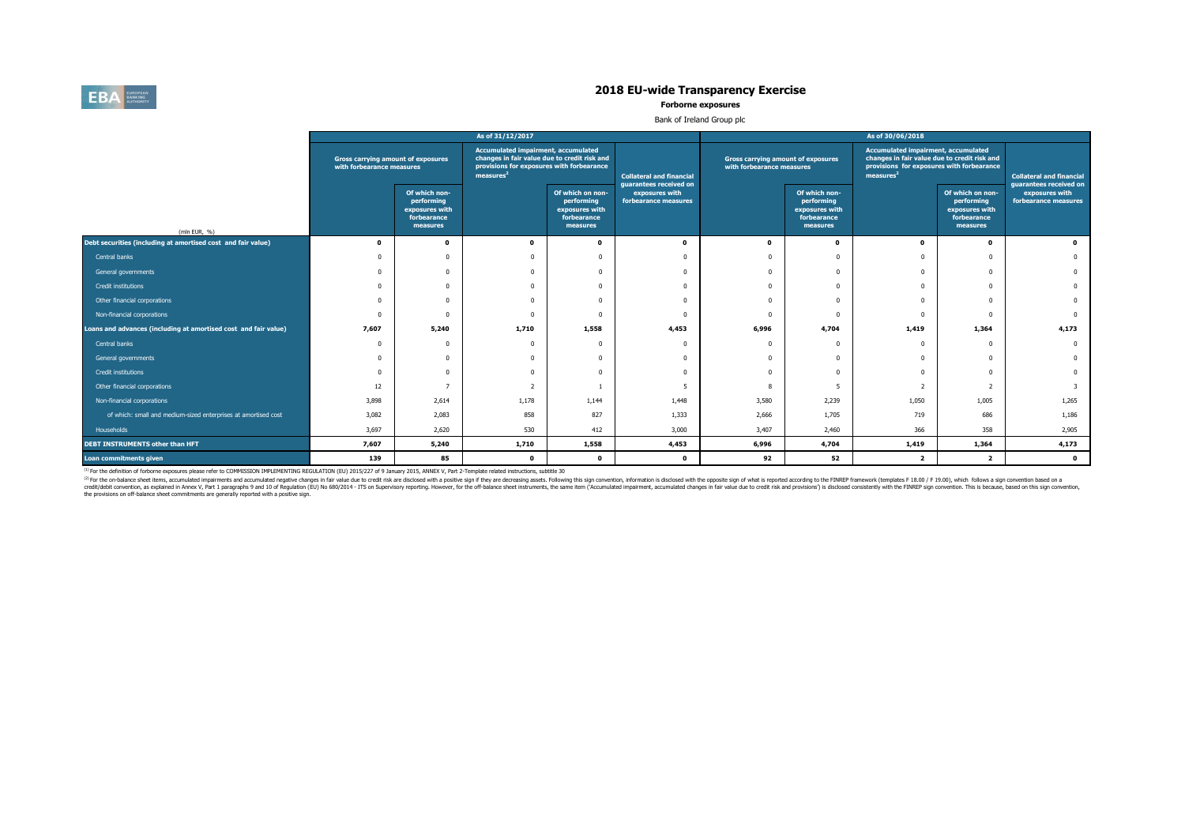# 2018 EU-wide Transparency Exercise

**Forborne exposures**

Bank of Ireland Group plc

| (mln EUR, %) | As of 31/12/2017 | | | | | As of 30/06/2018 | | | | |
|---|---|---|---|---|---|---|---|---|---|---|
| | Gross carrying amount of exposures with forbearance measures | | Accumulated impairment, accumulated changes in fair value due to credit risk and provisions for exposures with forbearance measures[2] | | Collateral and financial guarantees received on exposures with forbearance measures | Gross carrying amount of exposures with forbearance measures | | Accumulated impairment, accumulated changes in fair value due to credit risk and provisions for exposures with forbearance measures[2] | | Collateral and financial guarantees received on exposures with forbearance measures |
| | | Of which non-performing exposures with forbearance measures | | Of which on non-performing exposures with forbearance measures | | | Of which non-performing exposures with forbearance measures | | Of which on non-performing exposures with forbearance measures | |
| **Debt securities (including at amortised cost and fair value)** | **0** | **0** | **0** | **0** | **0** | **0** | **0** | **0** | **0** | **0** |
| Central banks | 0 | 0 | 0 | 0 | 0 | 0 | 0 | 0 | 0 | 0 |
| General governments | 0 | 0 | 0 | 0 | 0 | 0 | 0 | 0 | 0 | 0 |
| Credit institutions | 0 | 0 | 0 | 0 | 0 | 0 | 0 | 0 | 0 | 0 |
| Other financial corporations | 0 | 0 | 0 | 0 | 0 | 0 | 0 | 0 | 0 | 0 |
| Non-financial corporations | 0 | 0 | 0 | 0 | 0 | 0 | 0 | 0 | 0 | 0 |
| **Loans and advances (including at amortised cost and fair value)** | **7,607** | **5,240** | **1,710** | **1,558** | **4,453** | **6,996** | **4,704** | **1,419** | **1,364** | **4,173** |
| Central banks | 0 | 0 | 0 | 0 | 0 | 0 | 0 | 0 | 0 | 0 |
| General governments | 0 | 0 | 0 | 0 | 0 | 0 | 0 | 0 | 0 | 0 |
| Credit institutions | 0 | 0 | 0 | 0 | 0 | 0 | 0 | 0 | 0 | 0 |
| Other financial corporations | 12 | 7 | 2 | 1 | 5 | 8 | 5 | 2 | 2 | 3 |
| Non-financial corporations | 3,898 | 2,614 | 1,178 | 1,144 | 1,448 | 3,580 | 2,239 | 1,050 | 1,005 | 1,265 |
| of which: small and medium-sized enterprises at amortised cost | 3,082 | 2,083 | 858 | 827 | 1,333 | 2,666 | 1,705 | 719 | 686 | 1,186 |
| Households | 3,697 | 2,620 | 530 | 412 | 3,000 | 3,407 | 2,460 | 366 | 358 | 2,905 |
| **DEBT INSTRUMENTS other than HFT** | **7,607** | **5,240** | **1,710** | **1,558** | **4,453** | **6,996** | **4,704** | **1,419** | **1,364** | **4,173** |
| **Loan commitments given** | **139** | **85** | **0** | **0** | **0** | **92** | **52** | **2** | **2** | **0** |

[1] For the definition of forborne exposures please refer to COMMISSION IMPLEMENTING REGULATION (EU) 2015/227 of 9 January 2015, ANNEX V, Part 2-Template related instructions, subtitle 30

[2] For the on-balance sheet items, accumulated impairments and accumulated negative changes in fair value due to credit risk are disclosed with a positive sign if they are decreasing assets. Following this sign convention, information is disclosed with the opposite sign of what is reported according to the FINREP framework (templates F 18.00 / F 19.00), which follows a sign convention based on a credit/debit convention, as explained in Annex V, Part 1 paragraphs 9 and 10 of Regulation (EU) No 680/2014 - ITS on Supervisory reporting. However, for the off-balance sheet instruments, the same item ('Accumulated impairment, accumulated changes in fair value due to credit risk and provisions') is disclosed consistently with the FINREP sign convention. This is because, based on this sign convention, the provisions on off-balance sheet commitments are generally reported with a positive sign.